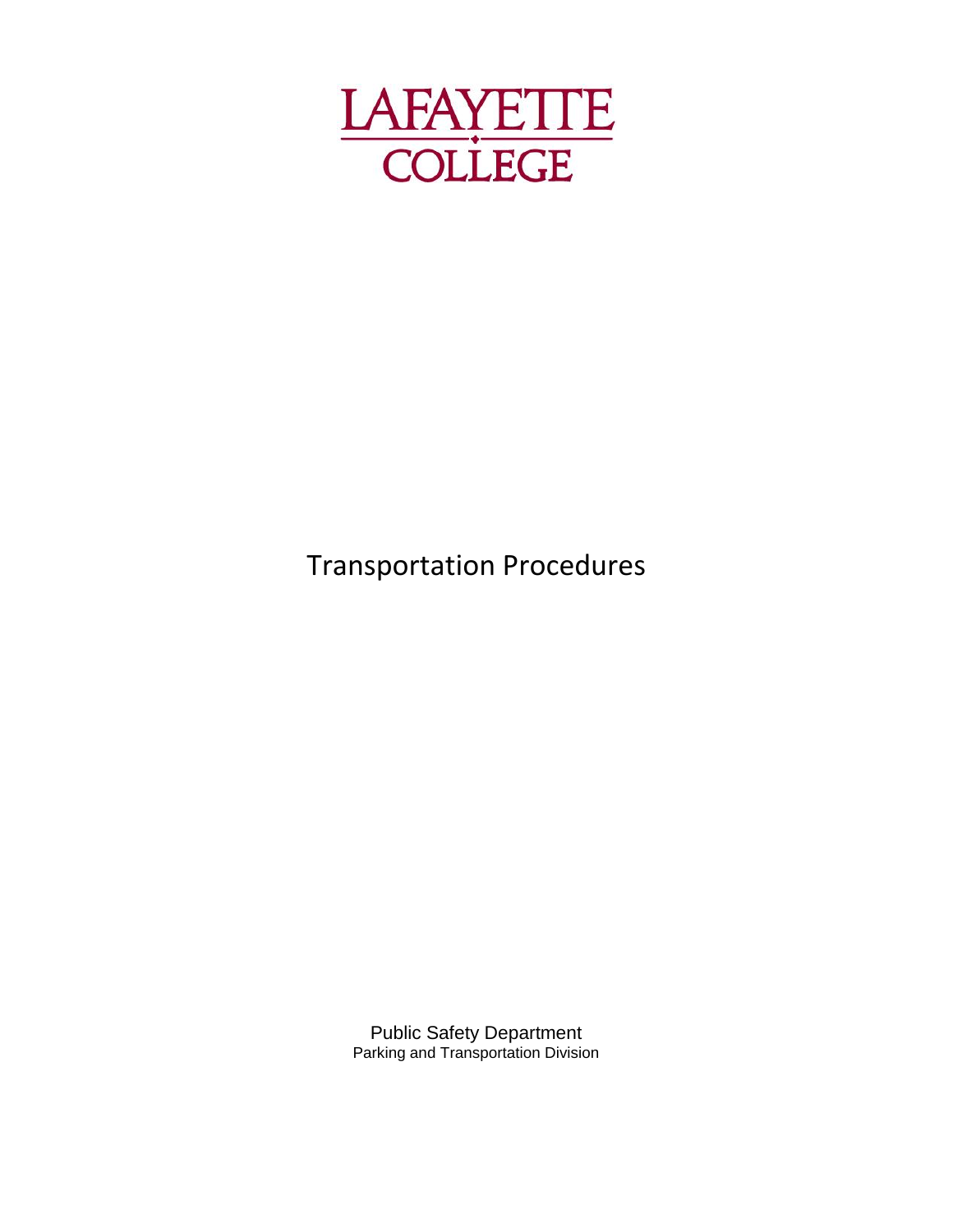# LAFAYETTE COLLEGE

# Transportation Procedures

Public Safety Department
Parking and Transportation Division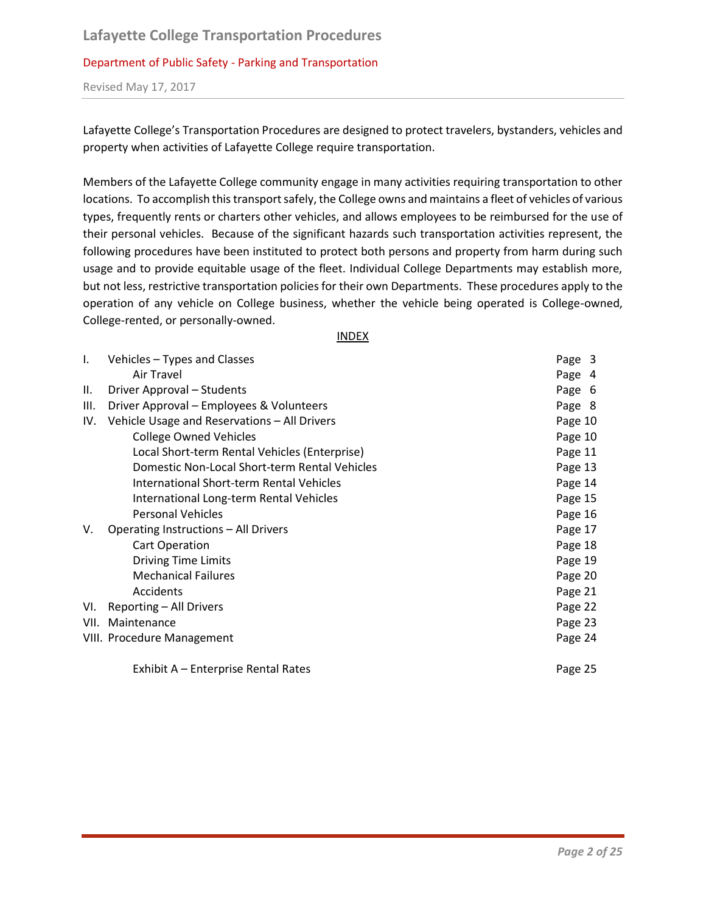Lafayette College's Transportation Procedures are designed to protect travelers, bystanders, vehicles and property when activities of Lafayette College require transportation.

Members of the Lafayette College community engage in many activities requiring transportation to other locations. To accomplish this transport safely, the College owns and maintains a fleet of vehicles of various types, frequently rents or charters other vehicles, and allows employees to be reimbursed for the use of their personal vehicles. Because of the significant hazards such transportation activities represent, the following procedures have been instituted to protect both persons and property from harm during such usage and to provide equitable usage of the fleet. Individual College Departments may establish more, but not less, restrictive transportation policies for their own Departments. These procedures apply to the operation of any vehicle on College business, whether the vehicle being operated is College-owned, College-rented, or personally-owned.

## INDEX

| | | |
|---|---|---|
| I. | Vehicles – Types and Classes | Page 3 |
| | Air Travel | Page 4 |
| II. | Driver Approval – Students | Page 6 |
| III. | Driver Approval – Employees & Volunteers | Page 8 |
| IV. | Vehicle Usage and Reservations – All Drivers | Page 10 |
| | College Owned Vehicles | Page 10 |
| | Local Short-term Rental Vehicles (Enterprise) | Page 11 |
| | Domestic Non-Local Short-term Rental Vehicles | Page 13 |
| | International Short-term Rental Vehicles | Page 14 |
| | International Long-term Rental Vehicles | Page 15 |
| | Personal Vehicles | Page 16 |
| V. | Operating Instructions – All Drivers | Page 17 |
| | Cart Operation | Page 18 |
| | Driving Time Limits | Page 19 |
| | Mechanical Failures | Page 20 |
| | Accidents | Page 21 |
| VI. | Reporting – All Drivers | Page 22 |
| VII. | Maintenance | Page 23 |
| VIII. | Procedure Management | Page 24 |
| | | |
| | Exhibit A – Enterprise Rental Rates | Page 25 |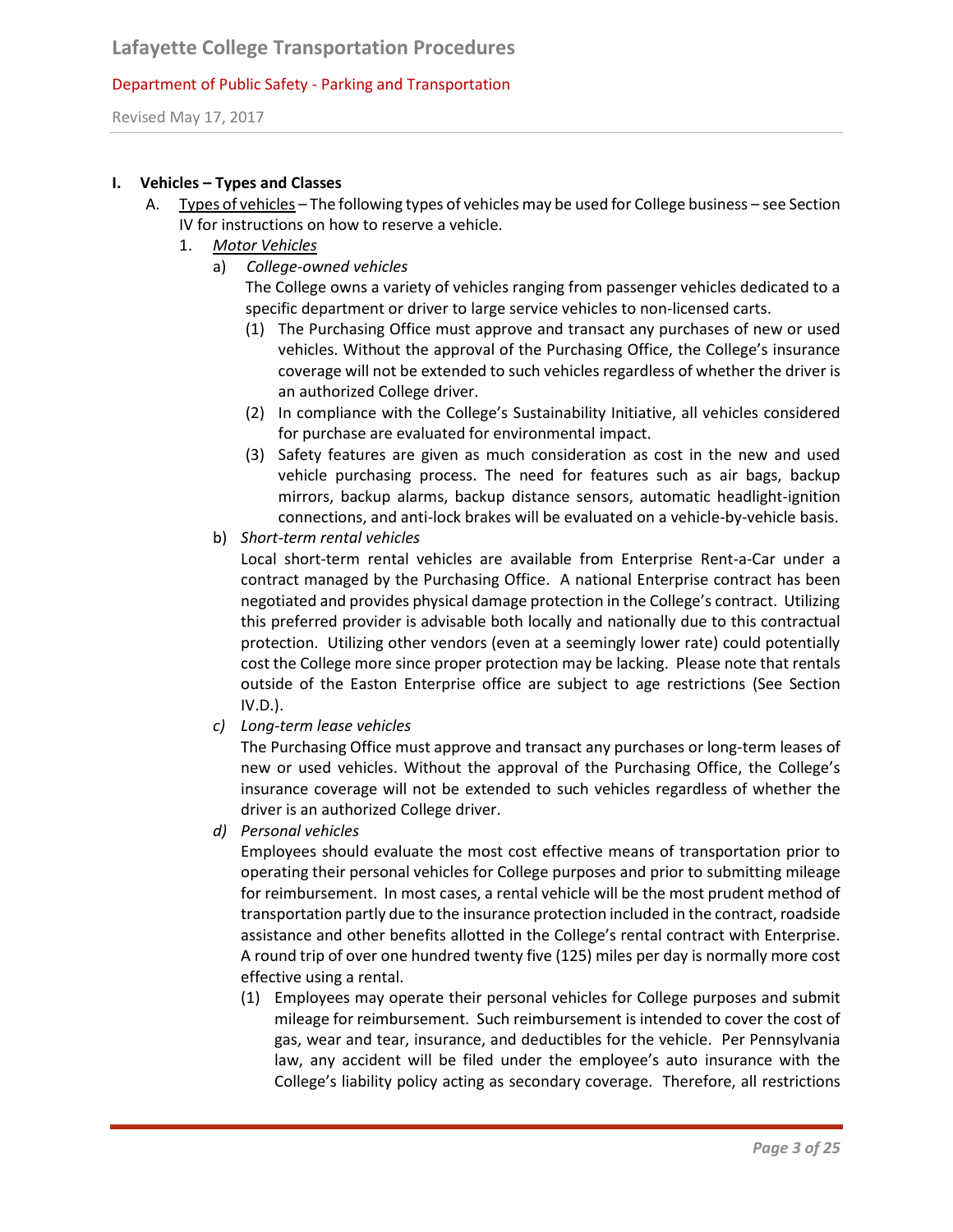## I. Vehicles – Types and Classes

A. Types of vehicles – The following types of vehicles may be used for College business – see Section IV for instructions on how to reserve a vehicle.

1. *Motor Vehicles*

a) *College-owned vehicles*

The College owns a variety of vehicles ranging from passenger vehicles dedicated to a specific department or driver to large service vehicles to non-licensed carts.

(1) The Purchasing Office must approve and transact any purchases of new or used vehicles. Without the approval of the Purchasing Office, the College's insurance coverage will not be extended to such vehicles regardless of whether the driver is an authorized College driver.

(2) In compliance with the College's Sustainability Initiative, all vehicles considered for purchase are evaluated for environmental impact.

(3) Safety features are given as much consideration as cost in the new and used vehicle purchasing process. The need for features such as air bags, backup mirrors, backup alarms, backup distance sensors, automatic headlight-ignition connections, and anti-lock brakes will be evaluated on a vehicle-by-vehicle basis.

b) *Short-term rental vehicles*

Local short-term rental vehicles are available from Enterprise Rent-a-Car under a contract managed by the Purchasing Office. A national Enterprise contract has been negotiated and provides physical damage protection in the College's contract. Utilizing this preferred provider is advisable both locally and nationally due to this contractual protection. Utilizing other vendors (even at a seemingly lower rate) could potentially cost the College more since proper protection may be lacking. Please note that rentals outside of the Easton Enterprise office are subject to age restrictions (See Section IV.D.).

c) *Long-term lease vehicles*

The Purchasing Office must approve and transact any purchases or long-term leases of new or used vehicles. Without the approval of the Purchasing Office, the College's insurance coverage will not be extended to such vehicles regardless of whether the driver is an authorized College driver.

d) *Personal vehicles*

Employees should evaluate the most cost effective means of transportation prior to operating their personal vehicles for College purposes and prior to submitting mileage for reimbursement. In most cases, a rental vehicle will be the most prudent method of transportation partly due to the insurance protection included in the contract, roadside assistance and other benefits allotted in the College's rental contract with Enterprise. A round trip of over one hundred twenty five (125) miles per day is normally more cost effective using a rental.

(1) Employees may operate their personal vehicles for College purposes and submit mileage for reimbursement. Such reimbursement is intended to cover the cost of gas, wear and tear, insurance, and deductibles for the vehicle. Per Pennsylvania law, any accident will be filed under the employee's auto insurance with the College's liability policy acting as secondary coverage. Therefore, all restrictions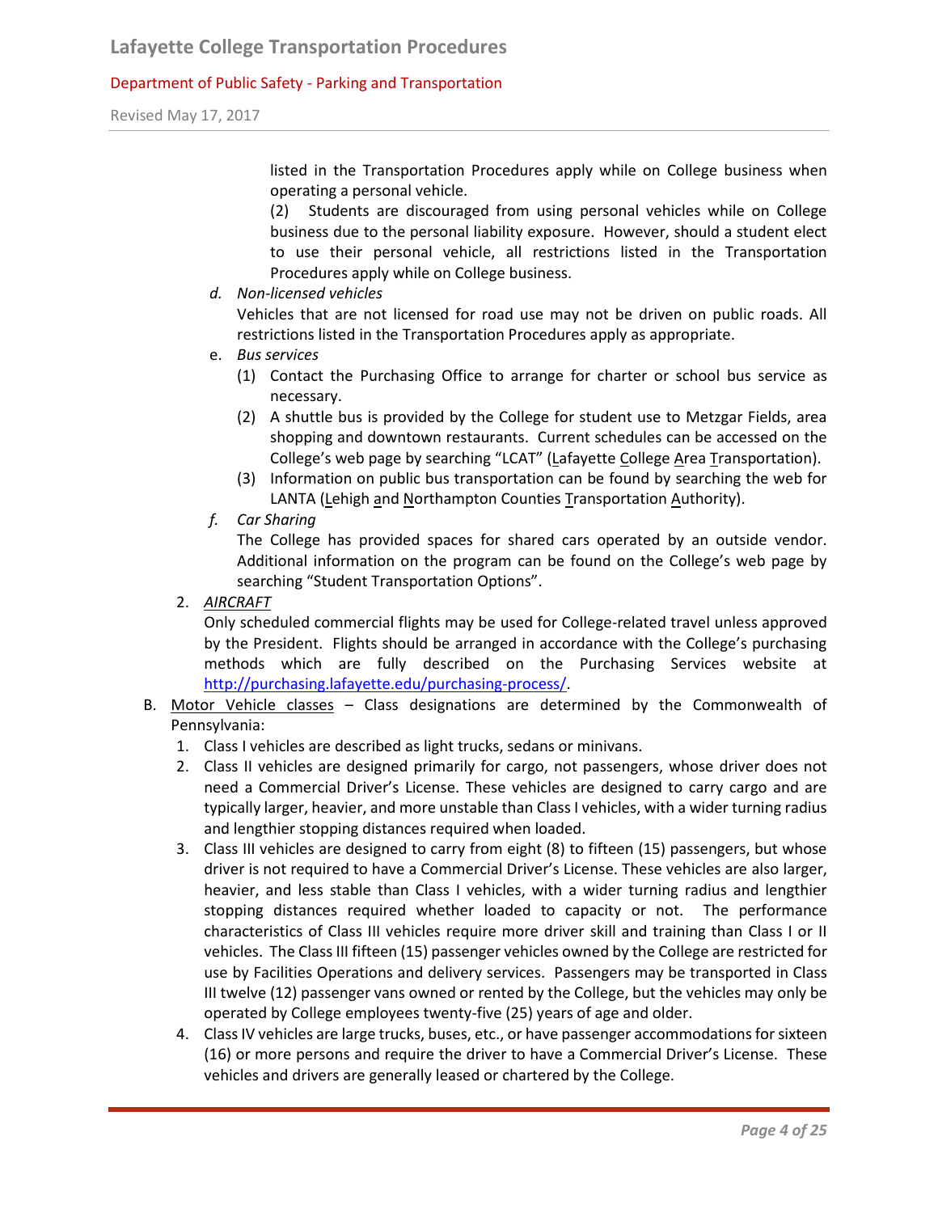listed in the Transportation Procedures apply while on College business when operating a personal vehicle.

(2) Students are discouraged from using personal vehicles while on College business due to the personal liability exposure. However, should a student elect to use their personal vehicle, all restrictions listed in the Transportation Procedures apply while on College business.

d. *Non-licensed vehicles*

Vehicles that are not licensed for road use may not be driven on public roads. All restrictions listed in the Transportation Procedures apply as appropriate.

e. *Bus services*

(1) Contact the Purchasing Office to arrange for charter or school bus service as necessary.

(2) A shuttle bus is provided by the College for student use to Metzgar Fields, area shopping and downtown restaurants. Current schedules can be accessed on the College's web page by searching "LCAT" (Lafayette College Area Transportation).

(3) Information on public bus transportation can be found by searching the web for LANTA (Lehigh and Northampton Counties Transportation Authority).

f. *Car Sharing*

The College has provided spaces for shared cars operated by an outside vendor. Additional information on the program can be found on the College's web page by searching "Student Transportation Options".

2. *AIRCRAFT*

Only scheduled commercial flights may be used for College-related travel unless approved by the President. Flights should be arranged in accordance with the College's purchasing methods which are fully described on the Purchasing Services website at http://purchasing.lafayette.edu/purchasing-process/.

B. Motor Vehicle classes – Class designations are determined by the Commonwealth of Pennsylvania:

1. Class I vehicles are described as light trucks, sedans or minivans.
2. Class II vehicles are designed primarily for cargo, not passengers, whose driver does not need a Commercial Driver's License. These vehicles are designed to carry cargo and are typically larger, heavier, and more unstable than Class I vehicles, with a wider turning radius and lengthier stopping distances required when loaded.
3. Class III vehicles are designed to carry from eight (8) to fifteen (15) passengers, but whose driver is not required to have a Commercial Driver's License. These vehicles are also larger, heavier, and less stable than Class I vehicles, with a wider turning radius and lengthier stopping distances required whether loaded to capacity or not. The performance characteristics of Class III vehicles require more driver skill and training than Class I or II vehicles. The Class III fifteen (15) passenger vehicles owned by the College are restricted for use by Facilities Operations and delivery services. Passengers may be transported in Class III twelve (12) passenger vans owned or rented by the College, but the vehicles may only be operated by College employees twenty-five (25) years of age and older.
4. Class IV vehicles are large trucks, buses, etc., or have passenger accommodations for sixteen (16) or more persons and require the driver to have a Commercial Driver's License. These vehicles and drivers are generally leased or chartered by the College.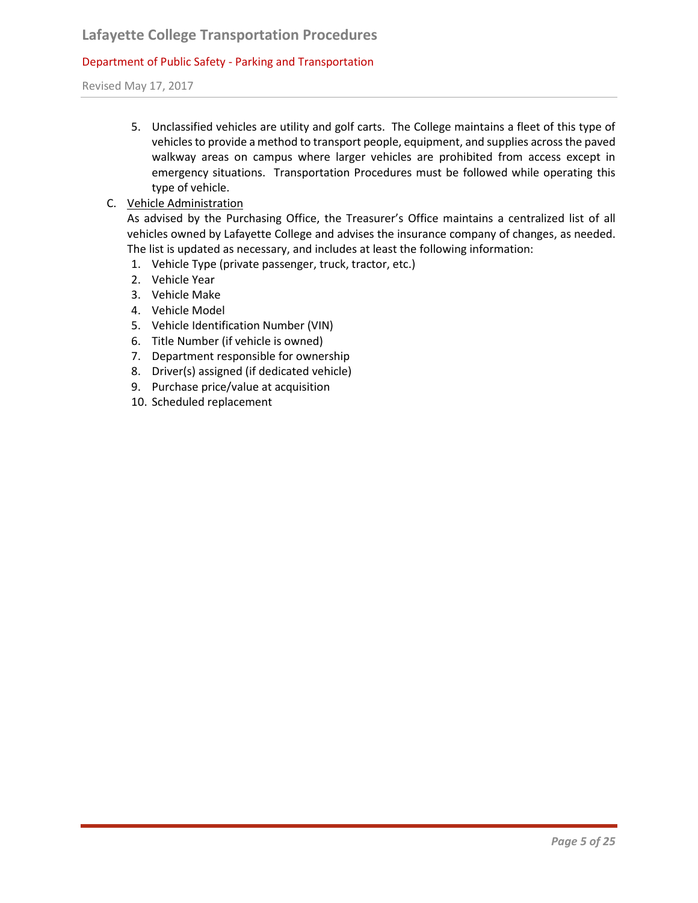5. Unclassified vehicles are utility and golf carts. The College maintains a fleet of this type of vehicles to provide a method to transport people, equipment, and supplies across the paved walkway areas on campus where larger vehicles are prohibited from access except in emergency situations. Transportation Procedures must be followed while operating this type of vehicle.

C. <u>Vehicle Administration</u>

As advised by the Purchasing Office, the Treasurer's Office maintains a centralized list of all vehicles owned by Lafayette College and advises the insurance company of changes, as needed. The list is updated as necessary, and includes at least the following information:

1. Vehicle Type (private passenger, truck, tractor, etc.)
2. Vehicle Year
3. Vehicle Make
4. Vehicle Model
5. Vehicle Identification Number (VIN)
6. Title Number (if vehicle is owned)
7. Department responsible for ownership
8. Driver(s) assigned (if dedicated vehicle)
9. Purchase price/value at acquisition
10. Scheduled replacement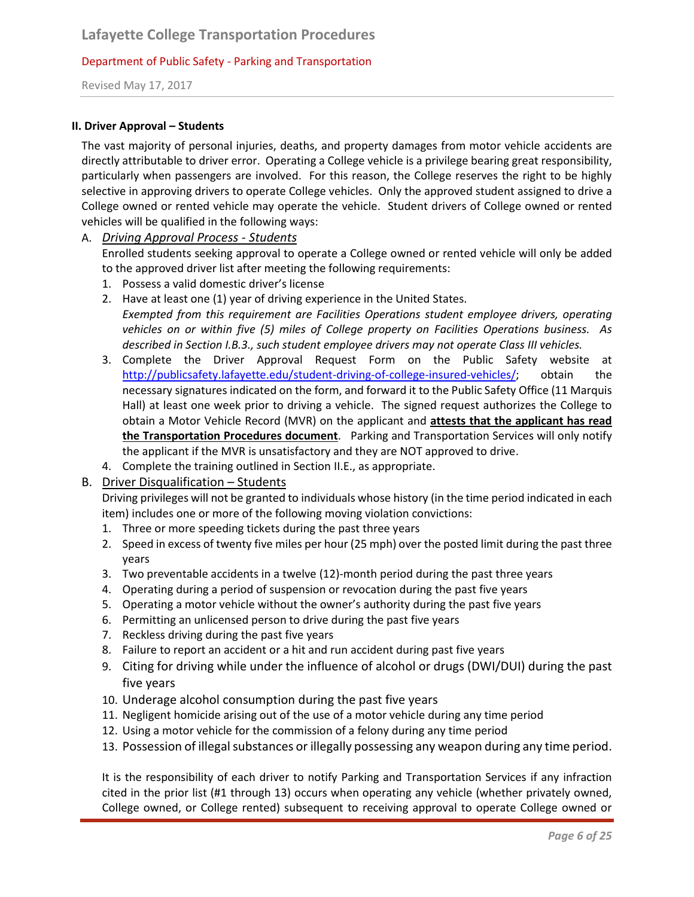**II. Driver Approval – Students**

The vast majority of personal injuries, deaths, and property damages from motor vehicle accidents are directly attributable to driver error. Operating a College vehicle is a privilege bearing great responsibility, particularly when passengers are involved. For this reason, the College reserves the right to be highly selective in approving drivers to operate College vehicles. Only the approved student assigned to drive a College owned or rented vehicle may operate the vehicle. Student drivers of College owned or rented vehicles will be qualified in the following ways:

A. *Driving Approval Process - Students*

Enrolled students seeking approval to operate a College owned or rented vehicle will only be added to the approved driver list after meeting the following requirements:

1. Possess a valid domestic driver's license
2. Have at least one (1) year of driving experience in the United States.
   *Exempted from this requirement are Facilities Operations student employee drivers, operating vehicles on or within five (5) miles of College property on Facilities Operations business. As described in Section I.B.3., such student employee drivers may not operate Class III vehicles.*
3. Complete the Driver Approval Request Form on the Public Safety website at http://publicsafety.lafayette.edu/student-driving-of-college-insured-vehicles/; obtain the necessary signatures indicated on the form, and forward it to the Public Safety Office (11 Marquis Hall) at least one week prior to driving a vehicle. The signed request authorizes the College to obtain a Motor Vehicle Record (MVR) on the applicant and **attests that the applicant has read the Transportation Procedures document**. Parking and Transportation Services will only notify the applicant if the MVR is unsatisfactory and they are NOT approved to drive.
4. Complete the training outlined in Section II.E., as appropriate.

B. Driver Disqualification – Students

Driving privileges will not be granted to individuals whose history (in the time period indicated in each item) includes one or more of the following moving violation convictions:

1. Three or more speeding tickets during the past three years
2. Speed in excess of twenty five miles per hour (25 mph) over the posted limit during the past three years
3. Two preventable accidents in a twelve (12)-month period during the past three years
4. Operating during a period of suspension or revocation during the past five years
5. Operating a motor vehicle without the owner's authority during the past five years
6. Permitting an unlicensed person to drive during the past five years
7. Reckless driving during the past five years
8. Failure to report an accident or a hit and run accident during past five years
9. Citing for driving while under the influence of alcohol or drugs (DWI/DUI) during the past five years
10. Underage alcohol consumption during the past five years
11. Negligent homicide arising out of the use of a motor vehicle during any time period
12. Using a motor vehicle for the commission of a felony during any time period
13. Possession of illegal substances or illegally possessing any weapon during any time period.

It is the responsibility of each driver to notify Parking and Transportation Services if any infraction cited in the prior list (#1 through 13) occurs when operating any vehicle (whether privately owned, College owned, or College rented) subsequent to receiving approval to operate College owned or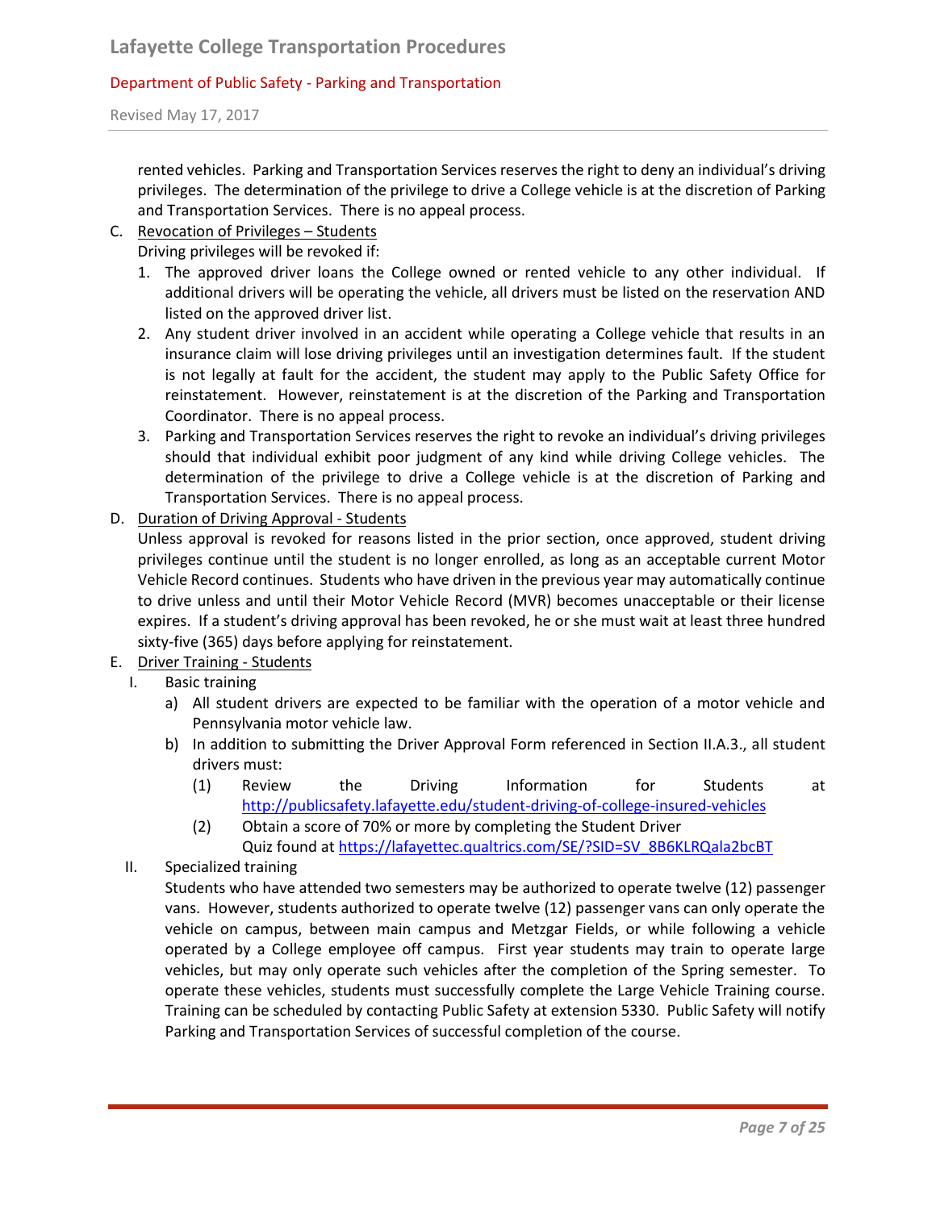rented vehicles. Parking and Transportation Services reserves the right to deny an individual's driving privileges. The determination of the privilege to drive a College vehicle is at the discretion of Parking and Transportation Services. There is no appeal process.

C. Revocation of Privileges – Students

Driving privileges will be revoked if:

1. The approved driver loans the College owned or rented vehicle to any other individual. If additional drivers will be operating the vehicle, all drivers must be listed on the reservation AND listed on the approved driver list.
2. Any student driver involved in an accident while operating a College vehicle that results in an insurance claim will lose driving privileges until an investigation determines fault. If the student is not legally at fault for the accident, the student may apply to the Public Safety Office for reinstatement. However, reinstatement is at the discretion of the Parking and Transportation Coordinator. There is no appeal process.
3. Parking and Transportation Services reserves the right to revoke an individual's driving privileges should that individual exhibit poor judgment of any kind while driving College vehicles. The determination of the privilege to drive a College vehicle is at the discretion of Parking and Transportation Services. There is no appeal process.

D. Duration of Driving Approval - Students

Unless approval is revoked for reasons listed in the prior section, once approved, student driving privileges continue until the student is no longer enrolled, as long as an acceptable current Motor Vehicle Record continues. Students who have driven in the previous year may automatically continue to drive unless and until their Motor Vehicle Record (MVR) becomes unacceptable or their license expires. If a student's driving approval has been revoked, he or she must wait at least three hundred sixty-five (365) days before applying for reinstatement.

E. Driver Training - Students

I. Basic training

a) All student drivers are expected to be familiar with the operation of a motor vehicle and Pennsylvania motor vehicle law.

b) In addition to submitting the Driver Approval Form referenced in Section II.A.3., all student drivers must:

(1) Review the Driving Information for Students at http://publicsafety.lafayette.edu/student-driving-of-college-insured-vehicles

(2) Obtain a score of 70% or more by completing the Student Driver Quiz found at https://lafayettec.qualtrics.com/SE/?SID=SV_8B6KLRQala2bcBT

II. Specialized training

Students who have attended two semesters may be authorized to operate twelve (12) passenger vans. However, students authorized to operate twelve (12) passenger vans can only operate the vehicle on campus, between main campus and Metzgar Fields, or while following a vehicle operated by a College employee off campus. First year students may train to operate large vehicles, but may only operate such vehicles after the completion of the Spring semester. To operate these vehicles, students must successfully complete the Large Vehicle Training course. Training can be scheduled by contacting Public Safety at extension 5330. Public Safety will notify Parking and Transportation Services of successful completion of the course.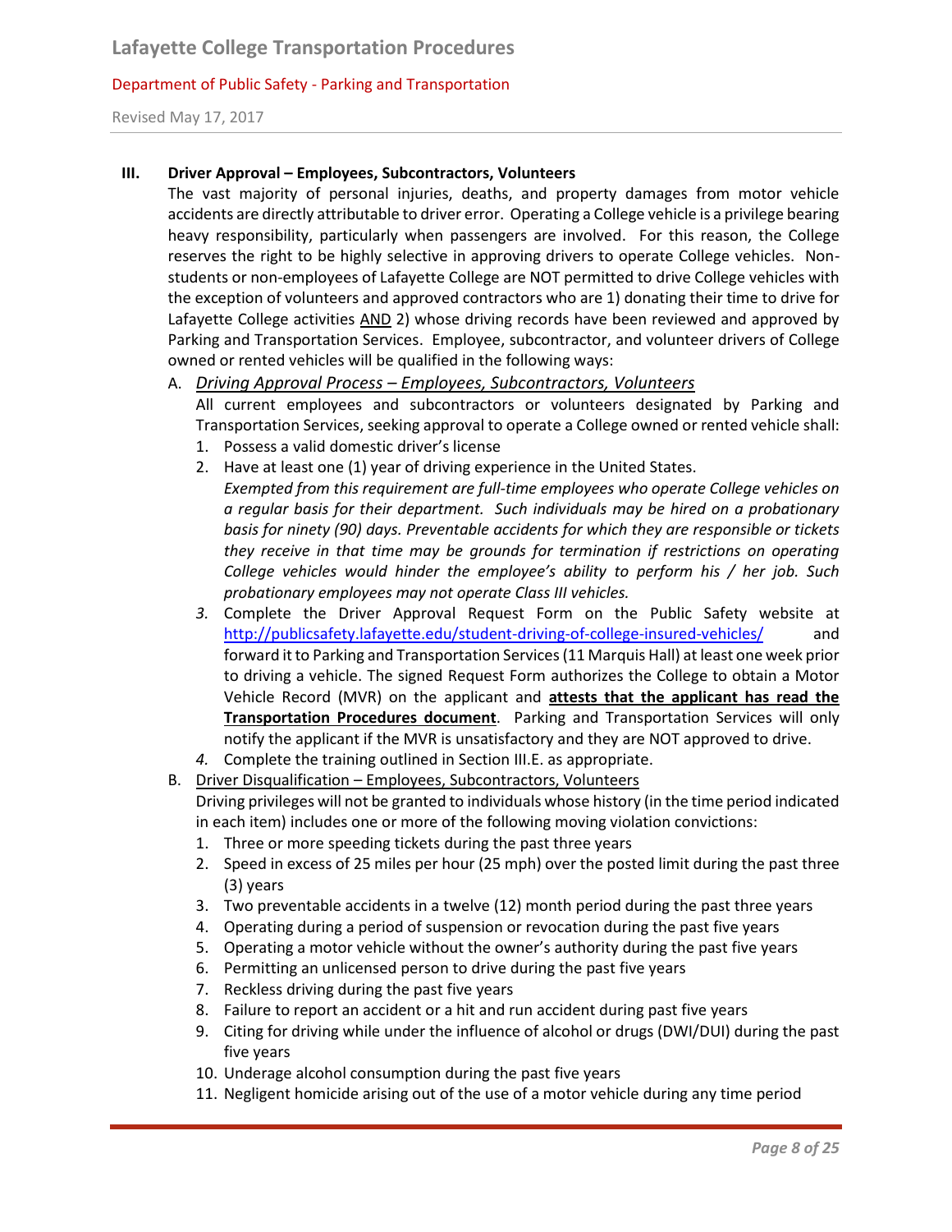### III. Driver Approval – Employees, Subcontractors, Volunteers

The vast majority of personal injuries, deaths, and property damages from motor vehicle accidents are directly attributable to driver error. Operating a College vehicle is a privilege bearing heavy responsibility, particularly when passengers are involved. For this reason, the College reserves the right to be highly selective in approving drivers to operate College vehicles. Non-students or non-employees of Lafayette College are NOT permitted to drive College vehicles with the exception of volunteers and approved contractors who are 1) donating their time to drive for Lafayette College activities AND 2) whose driving records have been reviewed and approved by Parking and Transportation Services. Employee, subcontractor, and volunteer drivers of College owned or rented vehicles will be qualified in the following ways:

A. *Driving Approval Process – Employees, Subcontractors, Volunteers*

All current employees and subcontractors or volunteers designated by Parking and Transportation Services, seeking approval to operate a College owned or rented vehicle shall:

1. Possess a valid domestic driver's license
2. Have at least one (1) year of driving experience in the United States.
   *Exempted from this requirement are full-time employees who operate College vehicles on a regular basis for their department. Such individuals may be hired on a probationary basis for ninety (90) days. Preventable accidents for which they are responsible or tickets they receive in that time may be grounds for termination if restrictions on operating College vehicles would hinder the employee's ability to perform his / her job. Such probationary employees may not operate Class III vehicles.*
3. Complete the Driver Approval Request Form on the Public Safety website at http://publicsafety.lafayette.edu/student-driving-of-college-insured-vehicles/ and forward it to Parking and Transportation Services (11 Marquis Hall) at least one week prior to driving a vehicle. The signed Request Form authorizes the College to obtain a Motor Vehicle Record (MVR) on the applicant and **attests that the applicant has read the Transportation Procedures document**. Parking and Transportation Services will only notify the applicant if the MVR is unsatisfactory and they are NOT approved to drive.
4. Complete the training outlined in Section III.E. as appropriate.

B. Driver Disqualification – Employees, Subcontractors, Volunteers

Driving privileges will not be granted to individuals whose history (in the time period indicated in each item) includes one or more of the following moving violation convictions:

1. Three or more speeding tickets during the past three years
2. Speed in excess of 25 miles per hour (25 mph) over the posted limit during the past three (3) years
3. Two preventable accidents in a twelve (12) month period during the past three years
4. Operating during a period of suspension or revocation during the past five years
5. Operating a motor vehicle without the owner's authority during the past five years
6. Permitting an unlicensed person to drive during the past five years
7. Reckless driving during the past five years
8. Failure to report an accident or a hit and run accident during past five years
9. Citing for driving while under the influence of alcohol or drugs (DWI/DUI) during the past five years
10. Underage alcohol consumption during the past five years
11. Negligent homicide arising out of the use of a motor vehicle during any time period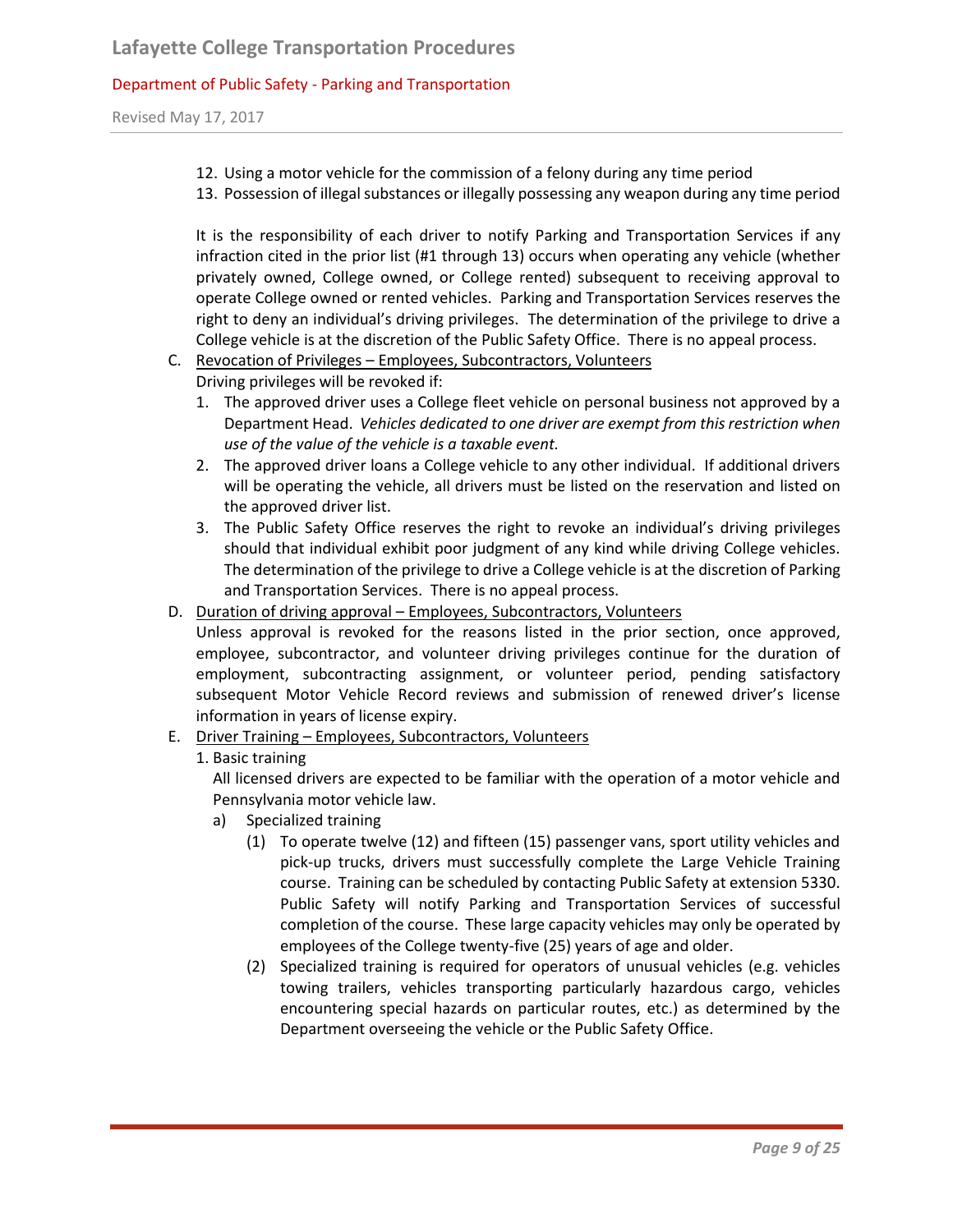12. Using a motor vehicle for the commission of a felony during any time period
13. Possession of illegal substances or illegally possessing any weapon during any time period

It is the responsibility of each driver to notify Parking and Transportation Services if any infraction cited in the prior list (#1 through 13) occurs when operating any vehicle (whether privately owned, College owned, or College rented) subsequent to receiving approval to operate College owned or rented vehicles. Parking and Transportation Services reserves the right to deny an individual's driving privileges. The determination of the privilege to drive a College vehicle is at the discretion of the Public Safety Office. There is no appeal process.

C. <u>Revocation of Privileges – Employees, Subcontractors, Volunteers</u>

Driving privileges will be revoked if:

1. The approved driver uses a College fleet vehicle on personal business not approved by a Department Head. *Vehicles dedicated to one driver are exempt from this restriction when use of the value of the vehicle is a taxable event.*
2. The approved driver loans a College vehicle to any other individual. If additional drivers will be operating the vehicle, all drivers must be listed on the reservation and listed on the approved driver list.
3. The Public Safety Office reserves the right to revoke an individual's driving privileges should that individual exhibit poor judgment of any kind while driving College vehicles. The determination of the privilege to drive a College vehicle is at the discretion of Parking and Transportation Services. There is no appeal process.

D. <u>Duration of driving approval – Employees, Subcontractors, Volunteers</u>

Unless approval is revoked for the reasons listed in the prior section, once approved, employee, subcontractor, and volunteer driving privileges continue for the duration of employment, subcontracting assignment, or volunteer period, pending satisfactory subsequent Motor Vehicle Record reviews and submission of renewed driver's license information in years of license expiry.

E. <u>Driver Training – Employees, Subcontractors, Volunteers</u>

1. Basic training

   All licensed drivers are expected to be familiar with the operation of a motor vehicle and Pennsylvania motor vehicle law.

   a) Specialized training

      (1) To operate twelve (12) and fifteen (15) passenger vans, sport utility vehicles and pick-up trucks, drivers must successfully complete the Large Vehicle Training course. Training can be scheduled by contacting Public Safety at extension 5330. Public Safety will notify Parking and Transportation Services of successful completion of the course. These large capacity vehicles may only be operated by employees of the College twenty-five (25) years of age and older.

      (2) Specialized training is required for operators of unusual vehicles (e.g. vehicles towing trailers, vehicles transporting particularly hazardous cargo, vehicles encountering special hazards on particular routes, etc.) as determined by the Department overseeing the vehicle or the Public Safety Office.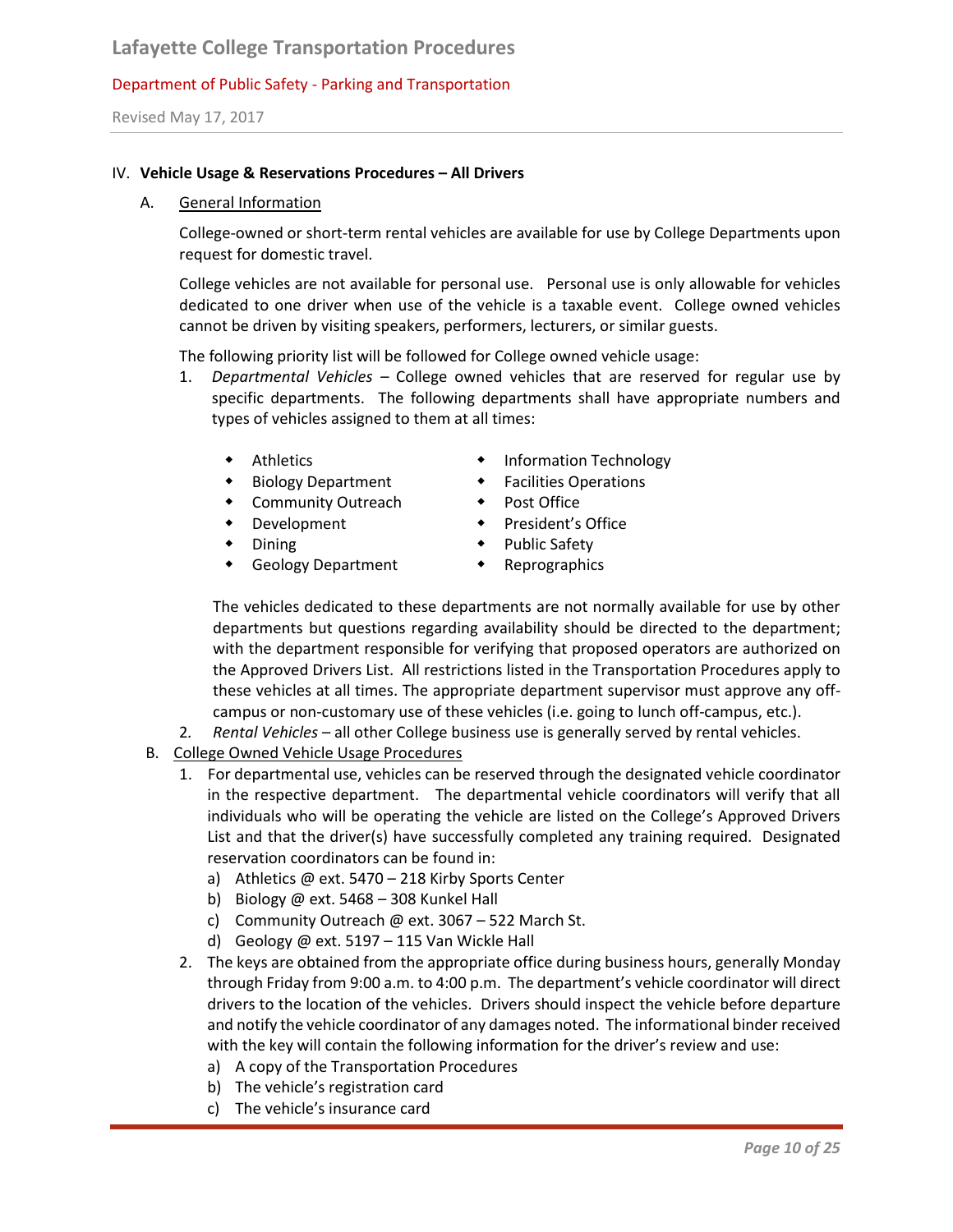## IV. Vehicle Usage & Reservations Procedures – All Drivers

### A. General Information

College-owned or short-term rental vehicles are available for use by College Departments upon request for domestic travel.

College vehicles are not available for personal use. Personal use is only allowable for vehicles dedicated to one driver when use of the vehicle is a taxable event. College owned vehicles cannot be driven by visiting speakers, performers, lecturers, or similar guests.

The following priority list will be followed for College owned vehicle usage:

1. *Departmental Vehicles* – College owned vehicles that are reserved for regular use by specific departments. The following departments shall have appropriate numbers and types of vehicles assigned to them at all times:

   - Athletics
   - Biology Department
   - Community Outreach
   - Development
   - Dining
   - Geology Department
   - Information Technology
   - Facilities Operations
   - Post Office
   - President's Office
   - Public Safety
   - Reprographics

   The vehicles dedicated to these departments are not normally available for use by other departments but questions regarding availability should be directed to the department; with the department responsible for verifying that proposed operators are authorized on the Approved Drivers List. All restrictions listed in the Transportation Procedures apply to these vehicles at all times. The appropriate department supervisor must approve any off-campus or non-customary use of these vehicles (i.e. going to lunch off-campus, etc.).

2. *Rental Vehicles* – all other College business use is generally served by rental vehicles.

### B. College Owned Vehicle Usage Procedures

1. For departmental use, vehicles can be reserved through the designated vehicle coordinator in the respective department. The departmental vehicle coordinators will verify that all individuals who will be operating the vehicle are listed on the College's Approved Drivers List and that the driver(s) have successfully completed any training required. Designated reservation coordinators can be found in:
   a) Athletics @ ext. 5470 – 218 Kirby Sports Center
   b) Biology @ ext. 5468 – 308 Kunkel Hall
   c) Community Outreach @ ext. 3067 – 522 March St.
   d) Geology @ ext. 5197 – 115 Van Wickle Hall
2. The keys are obtained from the appropriate office during business hours, generally Monday through Friday from 9:00 a.m. to 4:00 p.m. The department's vehicle coordinator will direct drivers to the location of the vehicles. Drivers should inspect the vehicle before departure and notify the vehicle coordinator of any damages noted. The informational binder received with the key will contain the following information for the driver's review and use:
   a) A copy of the Transportation Procedures
   b) The vehicle's registration card
   c) The vehicle's insurance card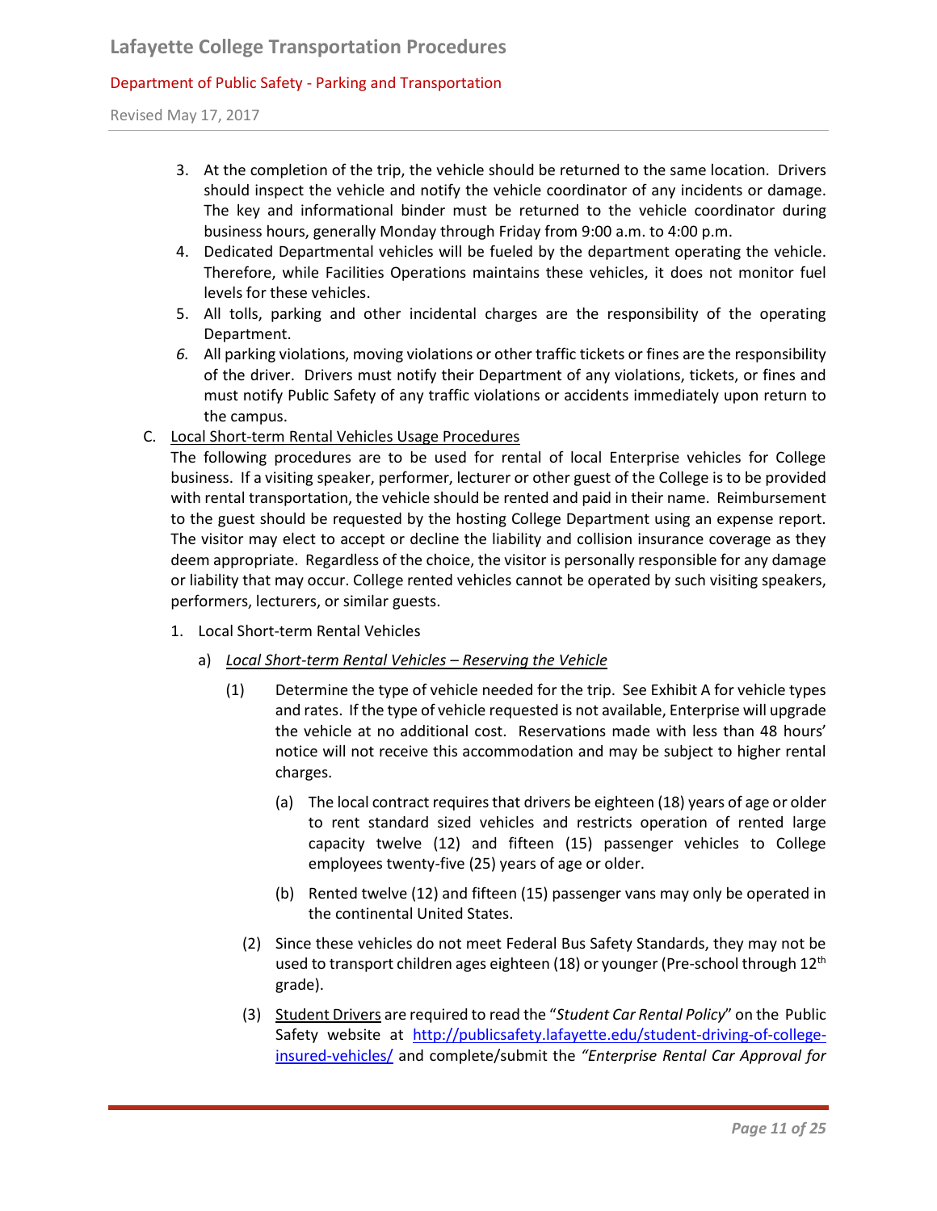3. At the completion of the trip, the vehicle should be returned to the same location. Drivers should inspect the vehicle and notify the vehicle coordinator of any incidents or damage. The key and informational binder must be returned to the vehicle coordinator during business hours, generally Monday through Friday from 9:00 a.m. to 4:00 p.m.
4. Dedicated Departmental vehicles will be fueled by the department operating the vehicle. Therefore, while Facilities Operations maintains these vehicles, it does not monitor fuel levels for these vehicles.
5. All tolls, parking and other incidental charges are the responsibility of the operating Department.
6. All parking violations, moving violations or other traffic tickets or fines are the responsibility of the driver. Drivers must notify their Department of any violations, tickets, or fines and must notify Public Safety of any traffic violations or accidents immediately upon return to the campus.

C. Local Short-term Rental Vehicles Usage Procedures

The following procedures are to be used for rental of local Enterprise vehicles for College business. If a visiting speaker, performer, lecturer or other guest of the College is to be provided with rental transportation, the vehicle should be rented and paid in their name. Reimbursement to the guest should be requested by the hosting College Department using an expense report. The visitor may elect to accept or decline the liability and collision insurance coverage as they deem appropriate. Regardless of the choice, the visitor is personally responsible for any damage or liability that may occur. College rented vehicles cannot be operated by such visiting speakers, performers, lecturers, or similar guests.

1. Local Short-term Rental Vehicles

a) *Local Short-term Rental Vehicles – Reserving the Vehicle*

(1) Determine the type of vehicle needed for the trip. See Exhibit A for vehicle types and rates. If the type of vehicle requested is not available, Enterprise will upgrade the vehicle at no additional cost. Reservations made with less than 48 hours' notice will not receive this accommodation and may be subject to higher rental charges.

(a) The local contract requires that drivers be eighteen (18) years of age or older to rent standard sized vehicles and restricts operation of rented large capacity twelve (12) and fifteen (15) passenger vehicles to College employees twenty-five (25) years of age or older.

(b) Rented twelve (12) and fifteen (15) passenger vans may only be operated in the continental United States.

(2) Since these vehicles do not meet Federal Bus Safety Standards, they may not be used to transport children ages eighteen (18) or younger (Pre-school through 12th grade).

(3) Student Drivers are required to read the "*Student Car Rental Policy*" on the Public Safety website at http://publicsafety.lafayette.edu/student-driving-of-college-insured-vehicles/ and complete/submit the *"Enterprise Rental Car Approval for*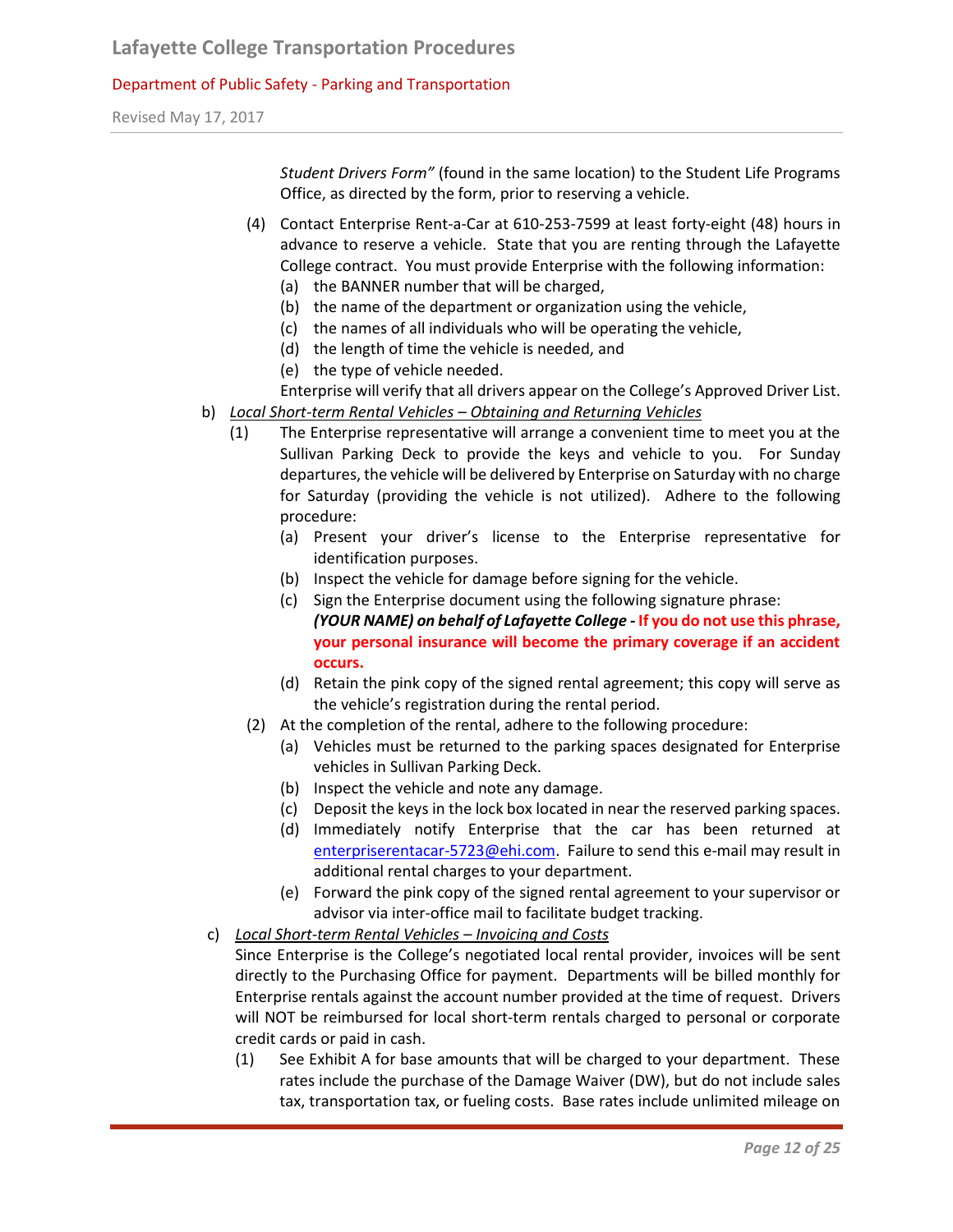*Student Drivers Form"* (found in the same location) to the Student Life Programs Office, as directed by the form, prior to reserving a vehicle.

(4) Contact Enterprise Rent-a-Car at 610-253-7599 at least forty-eight (48) hours in advance to reserve a vehicle. State that you are renting through the Lafayette College contract. You must provide Enterprise with the following information:
   (a) the BANNER number that will be charged,
   (b) the name of the department or organization using the vehicle,
   (c) the names of all individuals who will be operating the vehicle,
   (d) the length of time the vehicle is needed, and
   (e) the type of vehicle needed.

   Enterprise will verify that all drivers appear on the College's Approved Driver List.

b) *Local Short-term Rental Vehicles – Obtaining and Returning Vehicles*

(1) The Enterprise representative will arrange a convenient time to meet you at the Sullivan Parking Deck to provide the keys and vehicle to you. For Sunday departures, the vehicle will be delivered by Enterprise on Saturday with no charge for Saturday (providing the vehicle is not utilized). Adhere to the following procedure:
   (a) Present your driver's license to the Enterprise representative for identification purposes.
   (b) Inspect the vehicle for damage before signing for the vehicle.
   (c) Sign the Enterprise document using the following signature phrase: ***(YOUR NAME) on behalf of Lafayette College*** - **If you do not use this phrase, your personal insurance will become the primary coverage if an accident occurs.**
   (d) Retain the pink copy of the signed rental agreement; this copy will serve as the vehicle's registration during the rental period.

(2) At the completion of the rental, adhere to the following procedure:
   (a) Vehicles must be returned to the parking spaces designated for Enterprise vehicles in Sullivan Parking Deck.
   (b) Inspect the vehicle and note any damage.
   (c) Deposit the keys in the lock box located in near the reserved parking spaces.
   (d) Immediately notify Enterprise that the car has been returned at enterpriserentacar-5723@ehi.com. Failure to send this e-mail may result in additional rental charges to your department.
   (e) Forward the pink copy of the signed rental agreement to your supervisor or advisor via inter-office mail to facilitate budget tracking.

c) *Local Short-term Rental Vehicles – Invoicing and Costs*

Since Enterprise is the College's negotiated local rental provider, invoices will be sent directly to the Purchasing Office for payment. Departments will be billed monthly for Enterprise rentals against the account number provided at the time of request. Drivers will NOT be reimbursed for local short-term rentals charged to personal or corporate credit cards or paid in cash.

(1) See Exhibit A for base amounts that will be charged to your department. These rates include the purchase of the Damage Waiver (DW), but do not include sales tax, transportation tax, or fueling costs. Base rates include unlimited mileage on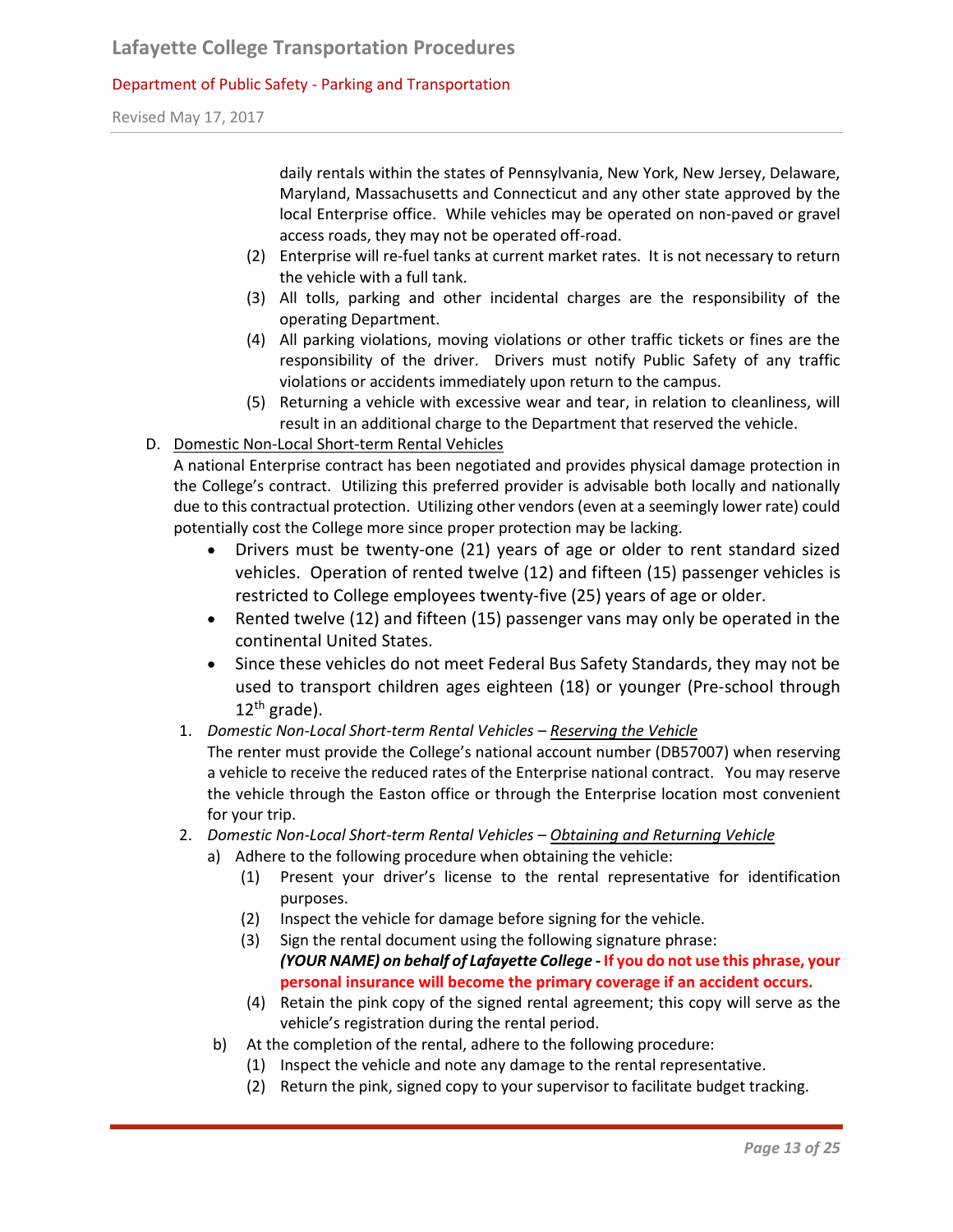daily rentals within the states of Pennsylvania, New York, New Jersey, Delaware, Maryland, Massachusetts and Connecticut and any other state approved by the local Enterprise office. While vehicles may be operated on non-paved or gravel access roads, they may not be operated off-road.

(2) Enterprise will re-fuel tanks at current market rates. It is not necessary to return the vehicle with a full tank.

(3) All tolls, parking and other incidental charges are the responsibility of the operating Department.

(4) All parking violations, moving violations or other traffic tickets or fines are the responsibility of the driver. Drivers must notify Public Safety of any traffic violations or accidents immediately upon return to the campus.

(5) Returning a vehicle with excessive wear and tear, in relation to cleanliness, will result in an additional charge to the Department that reserved the vehicle.

D. <u>Domestic Non-Local Short-term Rental Vehicles</u>

A national Enterprise contract has been negotiated and provides physical damage protection in the College's contract. Utilizing this preferred provider is advisable both locally and nationally due to this contractual protection. Utilizing other vendors (even at a seemingly lower rate) could potentially cost the College more since proper protection may be lacking.

- Drivers must be twenty-one (21) years of age or older to rent standard sized vehicles. Operation of rented twelve (12) and fifteen (15) passenger vehicles is restricted to College employees twenty-five (25) years of age or older.
- Rented twelve (12) and fifteen (15) passenger vans may only be operated in the continental United States.
- Since these vehicles do not meet Federal Bus Safety Standards, they may not be used to transport children ages eighteen (18) or younger (Pre-school through 12th grade).

1. *Domestic Non-Local Short-term Rental Vehicles* – <u>Reserving the Vehicle</u>

The renter must provide the College's national account number (DB57007) when reserving a vehicle to receive the reduced rates of the Enterprise national contract. You may reserve the vehicle through the Easton office or through the Enterprise location most convenient for your trip.

2. *Domestic Non-Local Short-term Rental Vehicles* – <u>Obtaining and Returning Vehicle</u>

a) Adhere to the following procedure when obtaining the vehicle:

(1) Present your driver's license to the rental representative for identification purposes.

(2) Inspect the vehicle for damage before signing for the vehicle.

(3) Sign the rental document using the following signature phrase: ***(YOUR NAME) on behalf of Lafayette College* - If you do not use this phrase, your personal insurance will become the primary coverage if an accident occurs.**

(4) Retain the pink copy of the signed rental agreement; this copy will serve as the vehicle's registration during the rental period.

b) At the completion of the rental, adhere to the following procedure:

(1) Inspect the vehicle and note any damage to the rental representative.

(2) Return the pink, signed copy to your supervisor to facilitate budget tracking.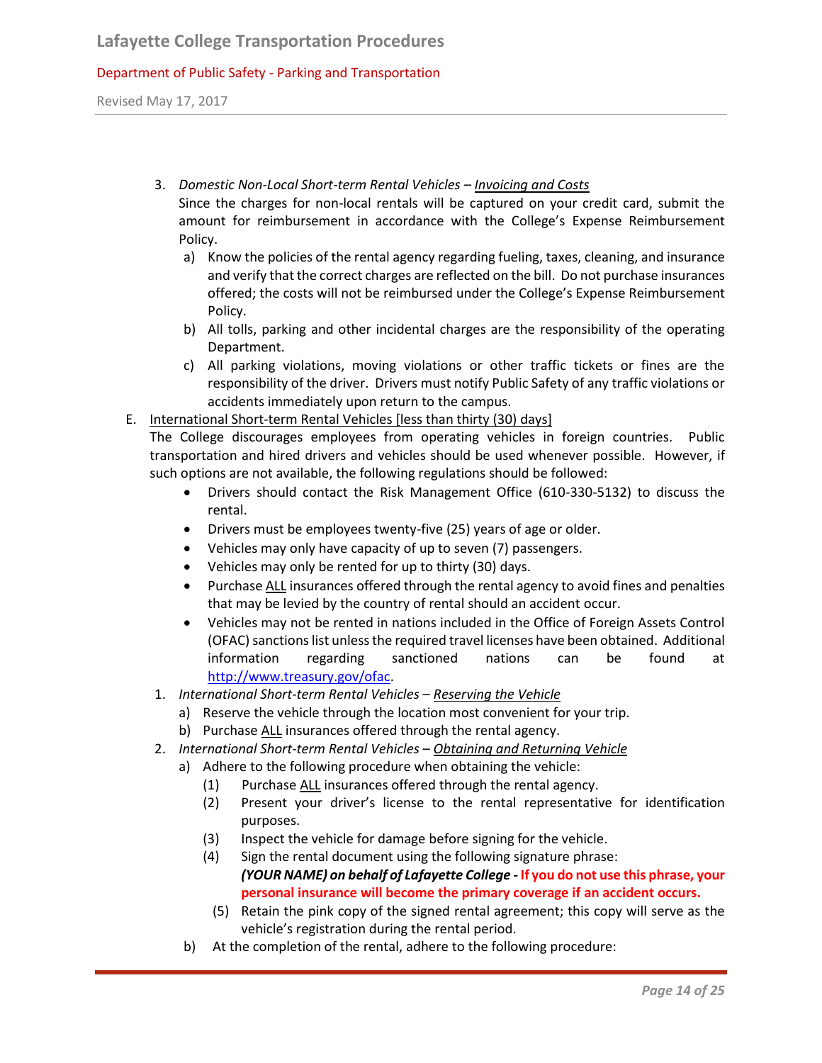3. *Domestic Non-Local Short-term Rental Vehicles – Invoicing and Costs*
   Since the charges for non-local rentals will be captured on your credit card, submit the amount for reimbursement in accordance with the College's Expense Reimbursement Policy.
   a) Know the policies of the rental agency regarding fueling, taxes, cleaning, and insurance and verify that the correct charges are reflected on the bill. Do not purchase insurances offered; the costs will not be reimbursed under the College's Expense Reimbursement Policy.
   b) All tolls, parking and other incidental charges are the responsibility of the operating Department.
   c) All parking violations, moving violations or other traffic tickets or fines are the responsibility of the driver. Drivers must notify Public Safety of any traffic violations or accidents immediately upon return to the campus.

E. International Short-term Rental Vehicles [less than thirty (30) days]
   The College discourages employees from operating vehicles in foreign countries. Public transportation and hired drivers and vehicles should be used whenever possible. However, if such options are not available, the following regulations should be followed:
   - Drivers should contact the Risk Management Office (610-330-5132) to discuss the rental.
   - Drivers must be employees twenty-five (25) years of age or older.
   - Vehicles may only have capacity of up to seven (7) passengers.
   - Vehicles may only be rented for up to thirty (30) days.
   - Purchase ALL insurances offered through the rental agency to avoid fines and penalties that may be levied by the country of rental should an accident occur.
   - Vehicles may not be rented in nations included in the Office of Foreign Assets Control (OFAC) sanctions list unless the required travel licenses have been obtained. Additional information regarding sanctioned nations can be found at http://www.treasury.gov/ofac.

1. *International Short-term Rental Vehicles – Reserving the Vehicle*
   a) Reserve the vehicle through the location most convenient for your trip.
   b) Purchase ALL insurances offered through the rental agency.
2. *International Short-term Rental Vehicles – Obtaining and Returning Vehicle*
   a) Adhere to the following procedure when obtaining the vehicle:
      (1) Purchase ALL insurances offered through the rental agency.
      (2) Present your driver's license to the rental representative for identification purposes.
      (3) Inspect the vehicle for damage before signing for the vehicle.
      (4) Sign the rental document using the following signature phrase:
      ***(YOUR NAME) on behalf of Lafayette College* - If you do not use this phrase, your personal insurance will become the primary coverage if an accident occurs.**
      (5) Retain the pink copy of the signed rental agreement; this copy will serve as the vehicle's registration during the rental period.
   b) At the completion of the rental, adhere to the following procedure: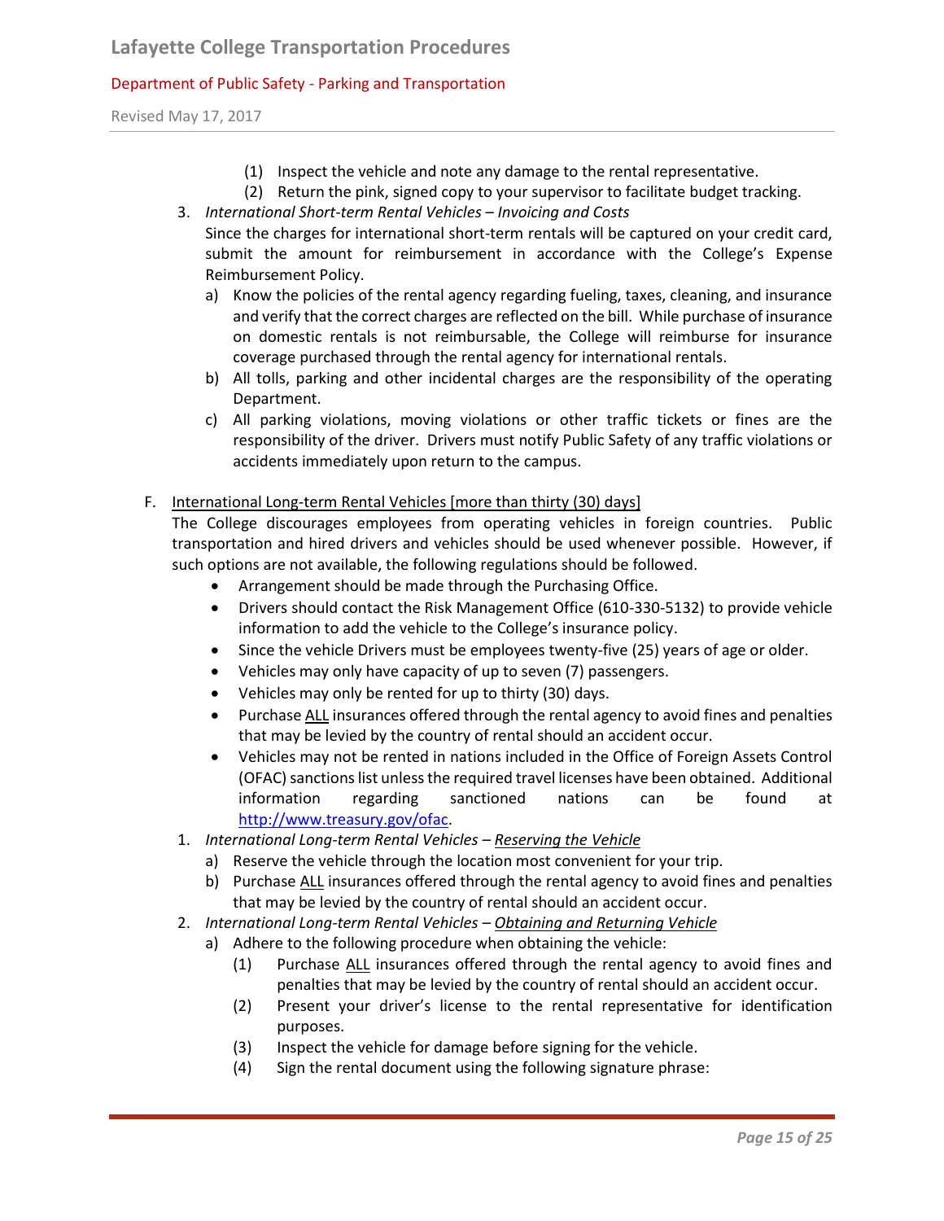(1) Inspect the vehicle and note any damage to the rental representative.

(2) Return the pink, signed copy to your supervisor to facilitate budget tracking.

3. *International Short-term Rental Vehicles – Invoicing and Costs*

   Since the charges for international short-term rentals will be captured on your credit card, submit the amount for reimbursement in accordance with the College's Expense Reimbursement Policy.

   a) Know the policies of the rental agency regarding fueling, taxes, cleaning, and insurance and verify that the correct charges are reflected on the bill. While purchase of insurance on domestic rentals is not reimbursable, the College will reimburse for insurance coverage purchased through the rental agency for international rentals.
   b) All tolls, parking and other incidental charges are the responsibility of the operating Department.
   c) All parking violations, moving violations or other traffic tickets or fines are the responsibility of the driver. Drivers must notify Public Safety of any traffic violations or accidents immediately upon return to the campus.

F. <u>International Long-term Rental Vehicles [more than thirty (30) days]</u>

The College discourages employees from operating vehicles in foreign countries. Public transportation and hired drivers and vehicles should be used whenever possible. However, if such options are not available, the following regulations should be followed.

- Arrangement should be made through the Purchasing Office.
- Drivers should contact the Risk Management Office (610-330-5132) to provide vehicle information to add the vehicle to the College's insurance policy.
- Since the vehicle Drivers must be employees twenty-five (25) years of age or older.
- Vehicles may only have capacity of up to seven (7) passengers.
- Vehicles may only be rented for up to thirty (30) days.
- Purchase <u>ALL</u> insurances offered through the rental agency to avoid fines and penalties that may be levied by the country of rental should an accident occur.
- Vehicles may not be rented in nations included in the Office of Foreign Assets Control (OFAC) sanctions list unless the required travel licenses have been obtained. Additional information regarding sanctioned nations can be found at http://www.treasury.gov/ofac.

1. *International Long-term Rental Vehicles – <u>Reserving the Vehicle</u>*
   a) Reserve the vehicle through the location most convenient for your trip.
   b) Purchase <u>ALL</u> insurances offered through the rental agency to avoid fines and penalties that may be levied by the country of rental should an accident occur.
2. *International Long-term Rental Vehicles – <u>Obtaining and Returning Vehicle</u>*
   a) Adhere to the following procedure when obtaining the vehicle:
      (1) Purchase <u>ALL</u> insurances offered through the rental agency to avoid fines and penalties that may be levied by the country of rental should an accident occur.
      (2) Present your driver's license to the rental representative for identification purposes.
      (3) Inspect the vehicle for damage before signing for the vehicle.
      (4) Sign the rental document using the following signature phrase: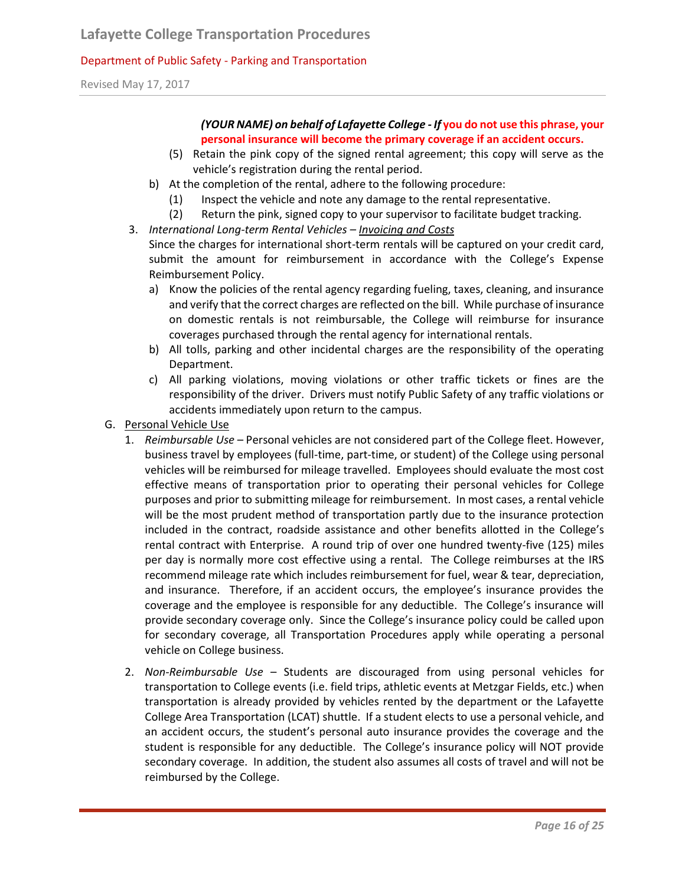***(YOUR NAME) on behalf of Lafayette College - If* you do not use this phrase, your personal insurance will become the primary coverage if an accident occurs.**

(5) Retain the pink copy of the signed rental agreement; this copy will serve as the vehicle's registration during the rental period.

b) At the completion of the rental, adhere to the following procedure:

(1) Inspect the vehicle and note any damage to the rental representative.

(2) Return the pink, signed copy to your supervisor to facilitate budget tracking.

3. *International Long-term Rental Vehicles* – Invoicing and Costs

Since the charges for international short-term rentals will be captured on your credit card, submit the amount for reimbursement in accordance with the College's Expense Reimbursement Policy.

a) Know the policies of the rental agency regarding fueling, taxes, cleaning, and insurance and verify that the correct charges are reflected on the bill. While purchase of insurance on domestic rentals is not reimbursable, the College will reimburse for insurance coverages purchased through the rental agency for international rentals.

b) All tolls, parking and other incidental charges are the responsibility of the operating Department.

c) All parking violations, moving violations or other traffic tickets or fines are the responsibility of the driver. Drivers must notify Public Safety of any traffic violations or accidents immediately upon return to the campus.

G. Personal Vehicle Use

1. *Reimbursable Use* – Personal vehicles are not considered part of the College fleet. However, business travel by employees (full-time, part-time, or student) of the College using personal vehicles will be reimbursed for mileage travelled. Employees should evaluate the most cost effective means of transportation prior to operating their personal vehicles for College purposes and prior to submitting mileage for reimbursement. In most cases, a rental vehicle will be the most prudent method of transportation partly due to the insurance protection included in the contract, roadside assistance and other benefits allotted in the College's rental contract with Enterprise. A round trip of over one hundred twenty-five (125) miles per day is normally more cost effective using a rental. The College reimburses at the IRS recommend mileage rate which includes reimbursement for fuel, wear & tear, depreciation, and insurance. Therefore, if an accident occurs, the employee's insurance provides the coverage and the employee is responsible for any deductible. The College's insurance will provide secondary coverage only. Since the College's insurance policy could be called upon for secondary coverage, all Transportation Procedures apply while operating a personal vehicle on College business.

2. *Non-Reimbursable Use* – Students are discouraged from using personal vehicles for transportation to College events (i.e. field trips, athletic events at Metzgar Fields, etc.) when transportation is already provided by vehicles rented by the department or the Lafayette College Area Transportation (LCAT) shuttle. If a student elects to use a personal vehicle, and an accident occurs, the student's personal auto insurance provides the coverage and the student is responsible for any deductible. The College's insurance policy will NOT provide secondary coverage. In addition, the student also assumes all costs of travel and will not be reimbursed by the College.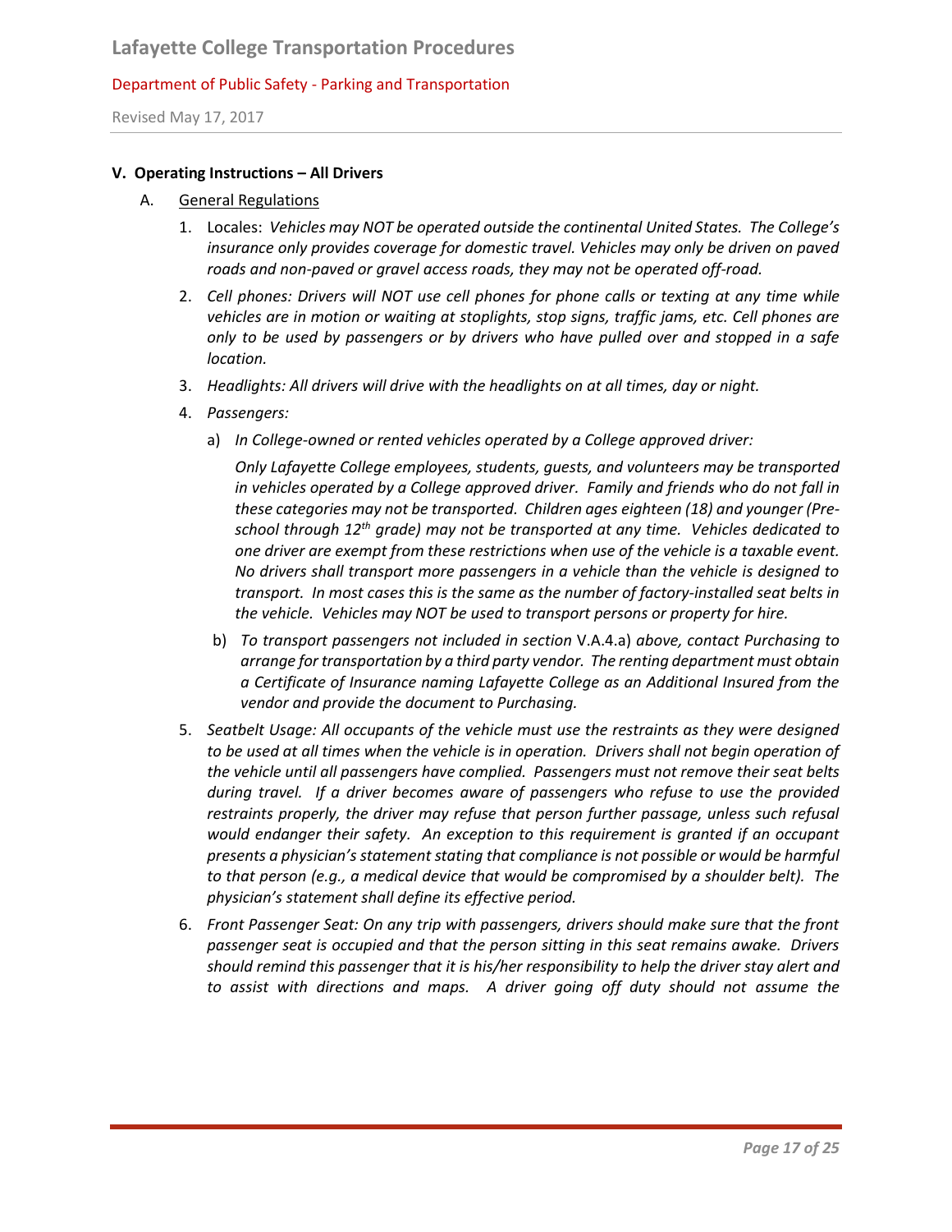## V. Operating Instructions – All Drivers

A. <u>General Regulations</u>

1. Locales: *Vehicles may NOT be operated outside the continental United States. The College's insurance only provides coverage for domestic travel. Vehicles may only be driven on paved roads and non-paved or gravel access roads, they may not be operated off-road.*

2. *Cell phones: Drivers will NOT use cell phones for phone calls or texting at any time while vehicles are in motion or waiting at stoplights, stop signs, traffic jams, etc. Cell phones are only to be used by passengers or by drivers who have pulled over and stopped in a safe location.*

3. *Headlights: All drivers will drive with the headlights on at all times, day or night.*

4. *Passengers:*

   a) *In College-owned or rented vehicles operated by a College approved driver:*

      *Only Lafayette College employees, students, guests, and volunteers may be transported in vehicles operated by a College approved driver. Family and friends who do not fall in these categories may not be transported. Children ages eighteen (18) and younger (Pre-school through 12th grade) may not be transported at any time. Vehicles dedicated to one driver are exempt from these restrictions when use of the vehicle is a taxable event. No drivers shall transport more passengers in a vehicle than the vehicle is designed to transport. In most cases this is the same as the number of factory-installed seat belts in the vehicle. Vehicles may NOT be used to transport persons or property for hire.*

   b) *To transport passengers not included in section* V.A.4.a) *above, contact Purchasing to arrange for transportation by a third party vendor. The renting department must obtain a Certificate of Insurance naming Lafayette College as an Additional Insured from the vendor and provide the document to Purchasing.*

5. *Seatbelt Usage: All occupants of the vehicle must use the restraints as they were designed to be used at all times when the vehicle is in operation. Drivers shall not begin operation of the vehicle until all passengers have complied. Passengers must not remove their seat belts during travel. If a driver becomes aware of passengers who refuse to use the provided restraints properly, the driver may refuse that person further passage, unless such refusal would endanger their safety. An exception to this requirement is granted if an occupant presents a physician's statement stating that compliance is not possible or would be harmful to that person (e.g., a medical device that would be compromised by a shoulder belt). The physician's statement shall define its effective period.*

6. *Front Passenger Seat: On any trip with passengers, drivers should make sure that the front passenger seat is occupied and that the person sitting in this seat remains awake. Drivers should remind this passenger that it is his/her responsibility to help the driver stay alert and to assist with directions and maps. A driver going off duty should not assume the*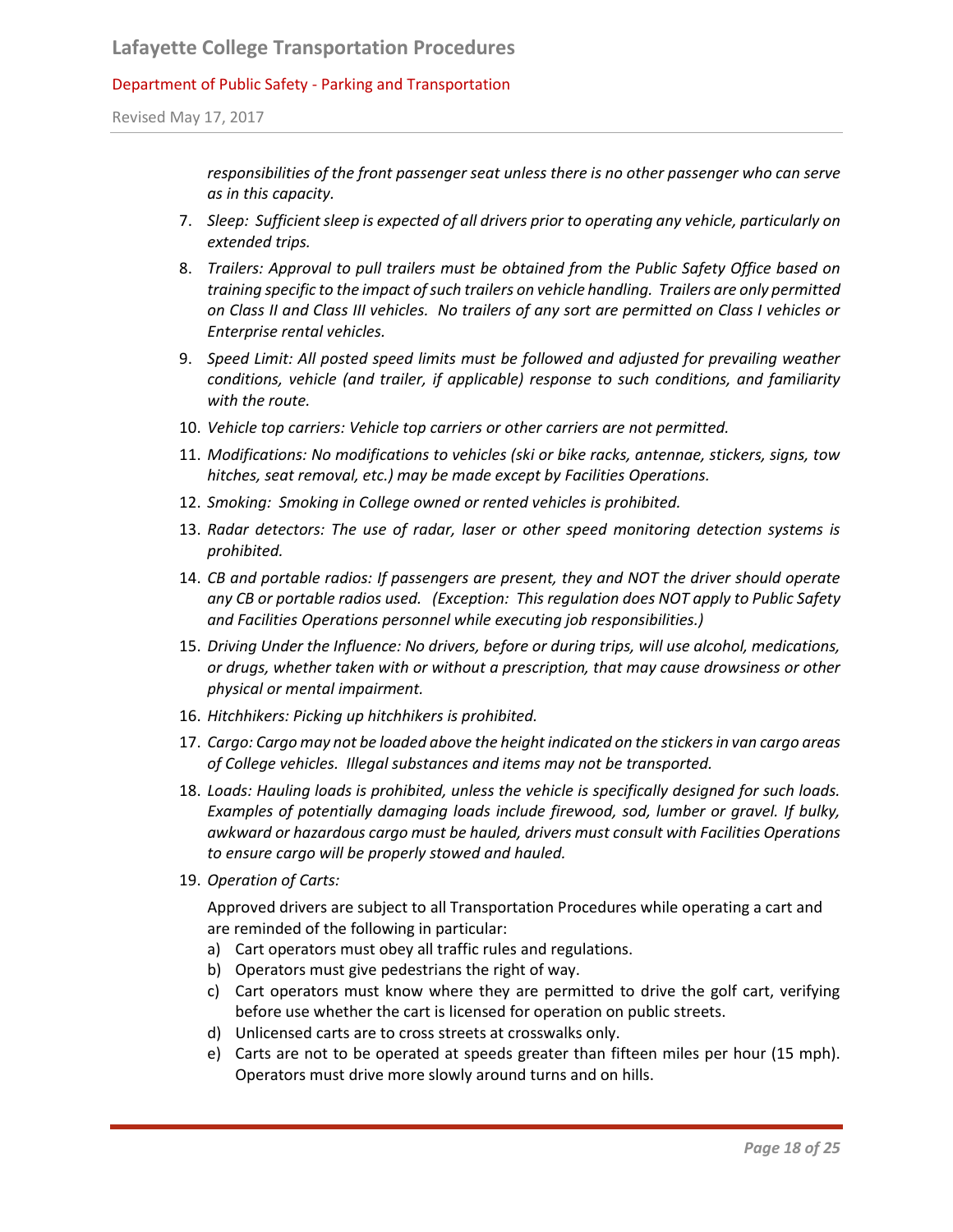*responsibilities of the front passenger seat unless there is no other passenger who can serve as in this capacity.*

7. *Sleep: Sufficient sleep is expected of all drivers prior to operating any vehicle, particularly on extended trips.*
8. *Trailers: Approval to pull trailers must be obtained from the Public Safety Office based on training specific to the impact of such trailers on vehicle handling. Trailers are only permitted on Class II and Class III vehicles. No trailers of any sort are permitted on Class I vehicles or Enterprise rental vehicles.*
9. *Speed Limit: All posted speed limits must be followed and adjusted for prevailing weather conditions, vehicle (and trailer, if applicable) response to such conditions, and familiarity with the route.*
10. *Vehicle top carriers: Vehicle top carriers or other carriers are not permitted.*
11. *Modifications: No modifications to vehicles (ski or bike racks, antennae, stickers, signs, tow hitches, seat removal, etc.) may be made except by Facilities Operations.*
12. *Smoking: Smoking in College owned or rented vehicles is prohibited.*
13. *Radar detectors: The use of radar, laser or other speed monitoring detection systems is prohibited.*
14. *CB and portable radios: If passengers are present, they and NOT the driver should operate any CB or portable radios used. (Exception: This regulation does NOT apply to Public Safety and Facilities Operations personnel while executing job responsibilities.)*
15. *Driving Under the Influence: No drivers, before or during trips, will use alcohol, medications, or drugs, whether taken with or without a prescription, that may cause drowsiness or other physical or mental impairment.*
16. *Hitchhikers: Picking up hitchhikers is prohibited.*
17. *Cargo: Cargo may not be loaded above the height indicated on the stickers in van cargo areas of College vehicles. Illegal substances and items may not be transported.*
18. *Loads: Hauling loads is prohibited, unless the vehicle is specifically designed for such loads. Examples of potentially damaging loads include firewood, sod, lumber or gravel. If bulky, awkward or hazardous cargo must be hauled, drivers must consult with Facilities Operations to ensure cargo will be properly stowed and hauled.*
19. *Operation of Carts:*

    Approved drivers are subject to all Transportation Procedures while operating a cart and are reminded of the following in particular:

    a) Cart operators must obey all traffic rules and regulations.
    b) Operators must give pedestrians the right of way.
    c) Cart operators must know where they are permitted to drive the golf cart, verifying before use whether the cart is licensed for operation on public streets.
    d) Unlicensed carts are to cross streets at crosswalks only.
    e) Carts are not to be operated at speeds greater than fifteen miles per hour (15 mph). Operators must drive more slowly around turns and on hills.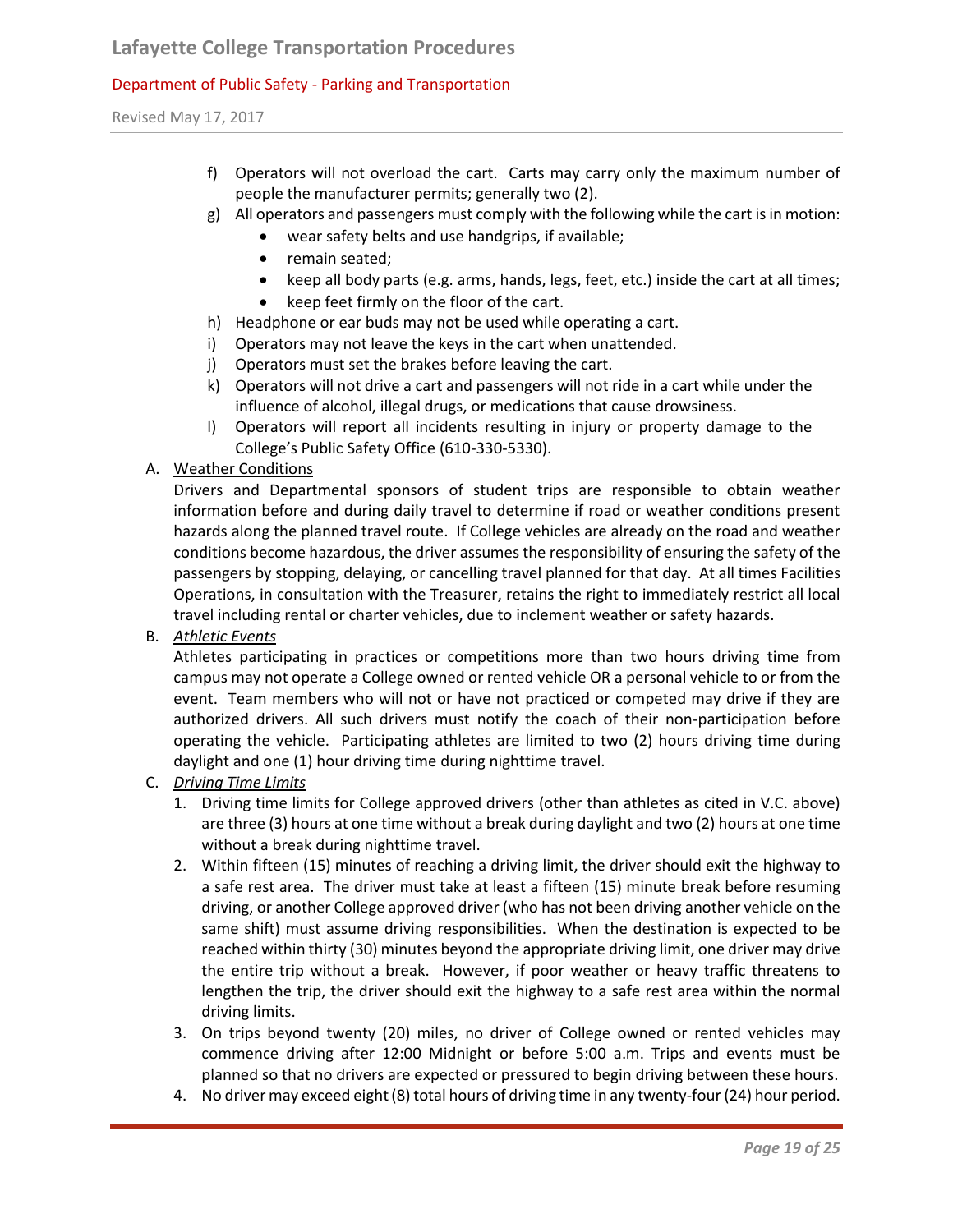f) Operators will not overload the cart. Carts may carry only the maximum number of people the manufacturer permits; generally two (2).

g) All operators and passengers must comply with the following while the cart is in motion:
   - wear safety belts and use handgrips, if available;
   - remain seated;
   - keep all body parts (e.g. arms, hands, legs, feet, etc.) inside the cart at all times;
   - keep feet firmly on the floor of the cart.

h) Headphone or ear buds may not be used while operating a cart.

i) Operators may not leave the keys in the cart when unattended.

j) Operators must set the brakes before leaving the cart.

k) Operators will not drive a cart and passengers will not ride in a cart while under the influence of alcohol, illegal drugs, or medications that cause drowsiness.

l) Operators will report all incidents resulting in injury or property damage to the College's Public Safety Office (610-330-5330).

A. Weather Conditions

Drivers and Departmental sponsors of student trips are responsible to obtain weather information before and during daily travel to determine if road or weather conditions present hazards along the planned travel route. If College vehicles are already on the road and weather conditions become hazardous, the driver assumes the responsibility of ensuring the safety of the passengers by stopping, delaying, or cancelling travel planned for that day. At all times Facilities Operations, in consultation with the Treasurer, retains the right to immediately restrict all local travel including rental or charter vehicles, due to inclement weather or safety hazards.

B. *Athletic Events*

Athletes participating in practices or competitions more than two hours driving time from campus may not operate a College owned or rented vehicle OR a personal vehicle to or from the event. Team members who will not or have not practiced or competed may drive if they are authorized drivers. All such drivers must notify the coach of their non-participation before operating the vehicle. Participating athletes are limited to two (2) hours driving time during daylight and one (1) hour driving time during nighttime travel.

C. *Driving Time Limits*

1. Driving time limits for College approved drivers (other than athletes as cited in V.C. above) are three (3) hours at one time without a break during daylight and two (2) hours at one time without a break during nighttime travel.
2. Within fifteen (15) minutes of reaching a driving limit, the driver should exit the highway to a safe rest area. The driver must take at least a fifteen (15) minute break before resuming driving, or another College approved driver (who has not been driving another vehicle on the same shift) must assume driving responsibilities. When the destination is expected to be reached within thirty (30) minutes beyond the appropriate driving limit, one driver may drive the entire trip without a break. However, if poor weather or heavy traffic threatens to lengthen the trip, the driver should exit the highway to a safe rest area within the normal driving limits.
3. On trips beyond twenty (20) miles, no driver of College owned or rented vehicles may commence driving after 12:00 Midnight or before 5:00 a.m. Trips and events must be planned so that no drivers are expected or pressured to begin driving between these hours.
4. No driver may exceed eight (8) total hours of driving time in any twenty-four (24) hour period.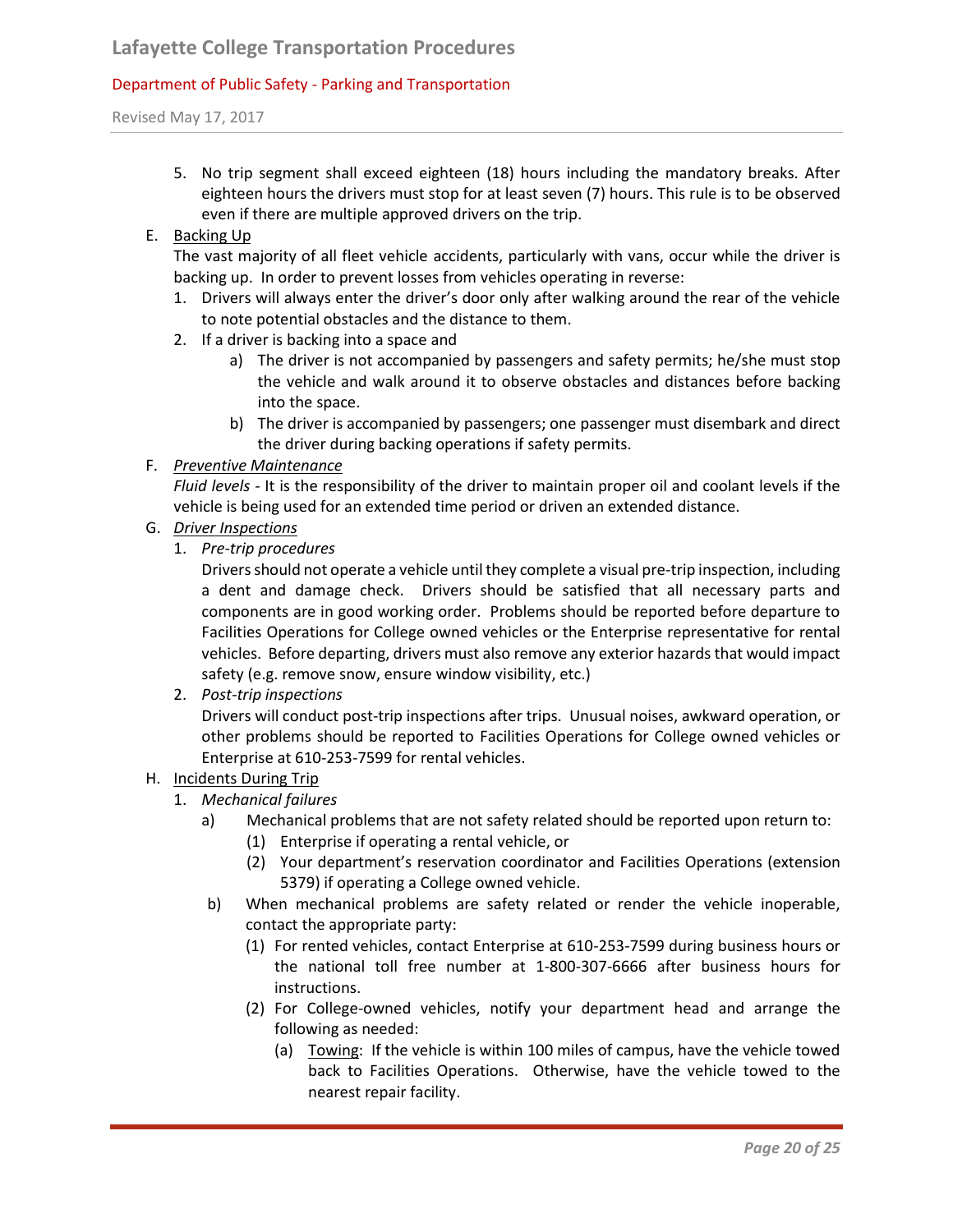5. No trip segment shall exceed eighteen (18) hours including the mandatory breaks. After eighteen hours the drivers must stop for at least seven (7) hours. This rule is to be observed even if there are multiple approved drivers on the trip.

E. Backing Up

The vast majority of all fleet vehicle accidents, particularly with vans, occur while the driver is backing up. In order to prevent losses from vehicles operating in reverse:

1. Drivers will always enter the driver's door only after walking around the rear of the vehicle to note potential obstacles and the distance to them.
2. If a driver is backing into a space and
   - a) The driver is not accompanied by passengers and safety permits; he/she must stop the vehicle and walk around it to observe obstacles and distances before backing into the space.
   - b) The driver is accompanied by passengers; one passenger must disembark and direct the driver during backing operations if safety permits.

F. *Preventive Maintenance*

*Fluid levels* - It is the responsibility of the driver to maintain proper oil and coolant levels if the vehicle is being used for an extended time period or driven an extended distance.

G. *Driver Inspections*

1. *Pre-trip procedures*

   Drivers should not operate a vehicle until they complete a visual pre-trip inspection, including a dent and damage check. Drivers should be satisfied that all necessary parts and components are in good working order. Problems should be reported before departure to Facilities Operations for College owned vehicles or the Enterprise representative for rental vehicles. Before departing, drivers must also remove any exterior hazards that would impact safety (e.g. remove snow, ensure window visibility, etc.)

2. *Post-trip inspections*

   Drivers will conduct post-trip inspections after trips. Unusual noises, awkward operation, or other problems should be reported to Facilities Operations for College owned vehicles or Enterprise at 610-253-7599 for rental vehicles.

H. Incidents During Trip

1. *Mechanical failures*
   - a) Mechanical problems that are not safety related should be reported upon return to:
     - (1) Enterprise if operating a rental vehicle, or
     - (2) Your department's reservation coordinator and Facilities Operations (extension 5379) if operating a College owned vehicle.
   - b) When mechanical problems are safety related or render the vehicle inoperable, contact the appropriate party:
     - (1) For rented vehicles, contact Enterprise at 610-253-7599 during business hours or the national toll free number at 1-800-307-6666 after business hours for instructions.
     - (2) For College-owned vehicles, notify your department head and arrange the following as needed:
       - (a) Towing: If the vehicle is within 100 miles of campus, have the vehicle towed back to Facilities Operations. Otherwise, have the vehicle towed to the nearest repair facility.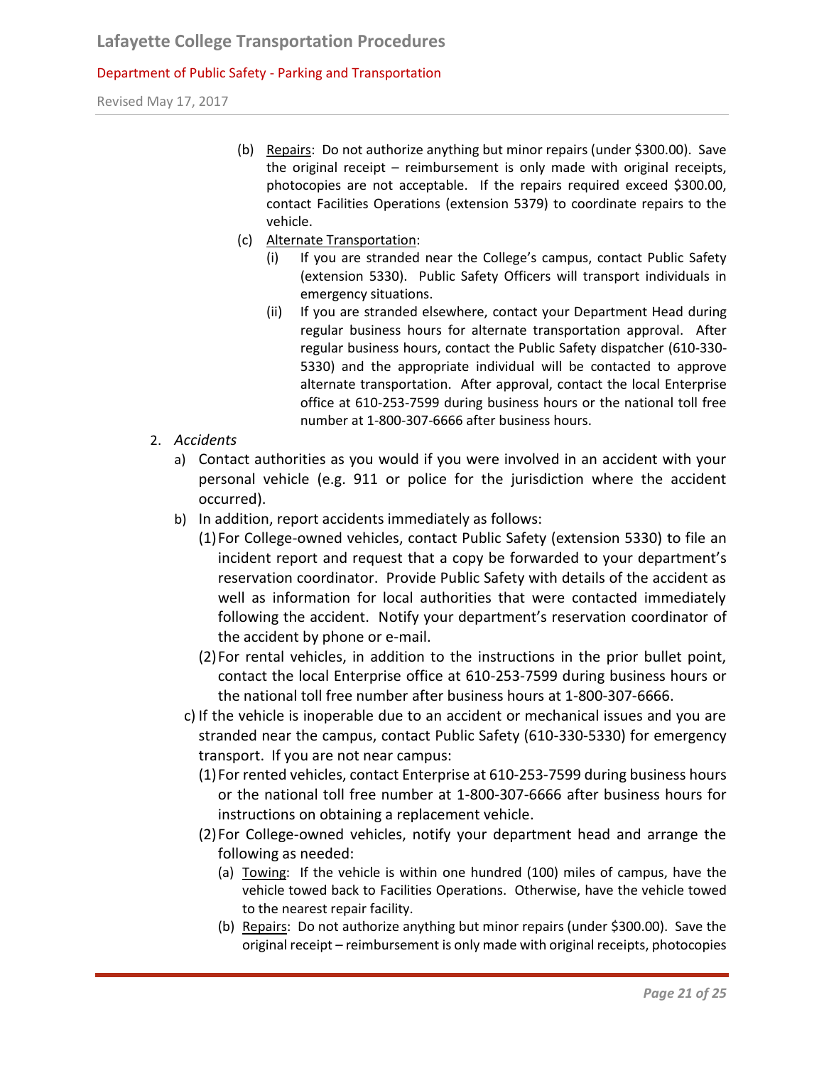(b) Repairs: Do not authorize anything but minor repairs (under $300.00). Save the original receipt – reimbursement is only made with original receipts, photocopies are not acceptable. If the repairs required exceed $300.00, contact Facilities Operations (extension 5379) to coordinate repairs to the vehicle.

(c) Alternate Transportation:

(i) If you are stranded near the College's campus, contact Public Safety (extension 5330). Public Safety Officers will transport individuals in emergency situations.

(ii) If you are stranded elsewhere, contact your Department Head during regular business hours for alternate transportation approval. After regular business hours, contact the Public Safety dispatcher (610-330-5330) and the appropriate individual will be contacted to approve alternate transportation. After approval, contact the local Enterprise office at 610-253-7599 during business hours or the national toll free number at 1-800-307-6666 after business hours.

2. *Accidents*

a) Contact authorities as you would if you were involved in an accident with your personal vehicle (e.g. 911 or police for the jurisdiction where the accident occurred).

b) In addition, report accidents immediately as follows:

(1) For College-owned vehicles, contact Public Safety (extension 5330) to file an incident report and request that a copy be forwarded to your department's reservation coordinator. Provide Public Safety with details of the accident as well as information for local authorities that were contacted immediately following the accident. Notify your department's reservation coordinator of the accident by phone or e-mail.

(2) For rental vehicles, in addition to the instructions in the prior bullet point, contact the local Enterprise office at 610-253-7599 during business hours or the national toll free number after business hours at 1-800-307-6666.

c) If the vehicle is inoperable due to an accident or mechanical issues and you are stranded near the campus, contact Public Safety (610-330-5330) for emergency transport. If you are not near campus:

(1) For rented vehicles, contact Enterprise at 610-253-7599 during business hours or the national toll free number at 1-800-307-6666 after business hours for instructions on obtaining a replacement vehicle.

(2) For College-owned vehicles, notify your department head and arrange the following as needed:

(a) Towing: If the vehicle is within one hundred (100) miles of campus, have the vehicle towed back to Facilities Operations. Otherwise, have the vehicle towed to the nearest repair facility.

(b) Repairs: Do not authorize anything but minor repairs (under $300.00). Save the original receipt – reimbursement is only made with original receipts, photocopies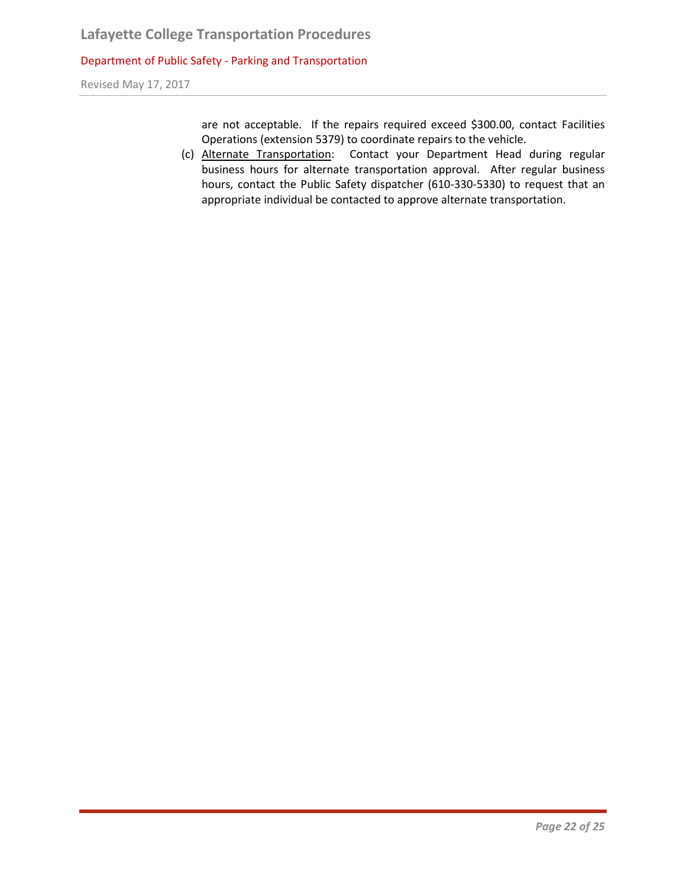are not acceptable. If the repairs required exceed $300.00, contact Facilities Operations (extension 5379) to coordinate repairs to the vehicle.

(c) <u>Alternate Transportation</u>: Contact your Department Head during regular business hours for alternate transportation approval. After regular business hours, contact the Public Safety dispatcher (610-330-5330) to request that an appropriate individual be contacted to approve alternate transportation.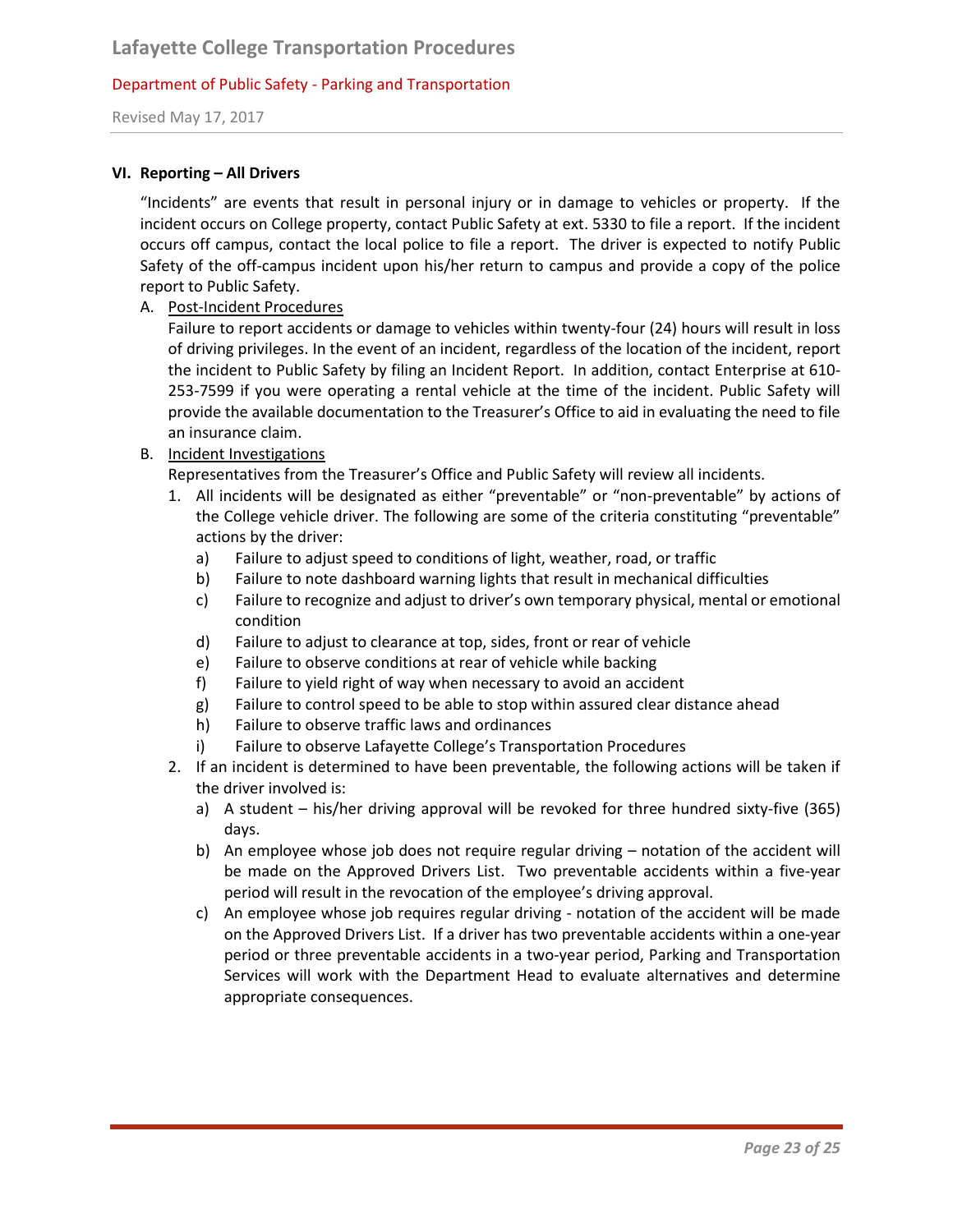## VI. Reporting – All Drivers

"Incidents" are events that result in personal injury or in damage to vehicles or property. If the incident occurs on College property, contact Public Safety at ext. 5330 to file a report. If the incident occurs off campus, contact the local police to file a report. The driver is expected to notify Public Safety of the off-campus incident upon his/her return to campus and provide a copy of the police report to Public Safety.

A. <u>Post-Incident Procedures</u>

Failure to report accidents or damage to vehicles within twenty-four (24) hours will result in loss of driving privileges. In the event of an incident, regardless of the location of the incident, report the incident to Public Safety by filing an Incident Report. In addition, contact Enterprise at 610-253-7599 if you were operating a rental vehicle at the time of the incident. Public Safety will provide the available documentation to the Treasurer's Office to aid in evaluating the need to file an insurance claim.

B. <u>Incident Investigations</u>

Representatives from the Treasurer's Office and Public Safety will review all incidents.

1. All incidents will be designated as either "preventable" or "non-preventable" by actions of the College vehicle driver. The following are some of the criteria constituting "preventable" actions by the driver:
   - a) Failure to adjust speed to conditions of light, weather, road, or traffic
   - b) Failure to note dashboard warning lights that result in mechanical difficulties
   - c) Failure to recognize and adjust to driver's own temporary physical, mental or emotional condition
   - d) Failure to adjust to clearance at top, sides, front or rear of vehicle
   - e) Failure to observe conditions at rear of vehicle while backing
   - f) Failure to yield right of way when necessary to avoid an accident
   - g) Failure to control speed to be able to stop within assured clear distance ahead
   - h) Failure to observe traffic laws and ordinances
   - i) Failure to observe Lafayette College's Transportation Procedures
2. If an incident is determined to have been preventable, the following actions will be taken if the driver involved is:
   - a) A student – his/her driving approval will be revoked for three hundred sixty-five (365) days.
   - b) An employee whose job does not require regular driving – notation of the accident will be made on the Approved Drivers List. Two preventable accidents within a five-year period will result in the revocation of the employee's driving approval.
   - c) An employee whose job requires regular driving - notation of the accident will be made on the Approved Drivers List. If a driver has two preventable accidents within a one-year period or three preventable accidents in a two-year period, Parking and Transportation Services will work with the Department Head to evaluate alternatives and determine appropriate consequences.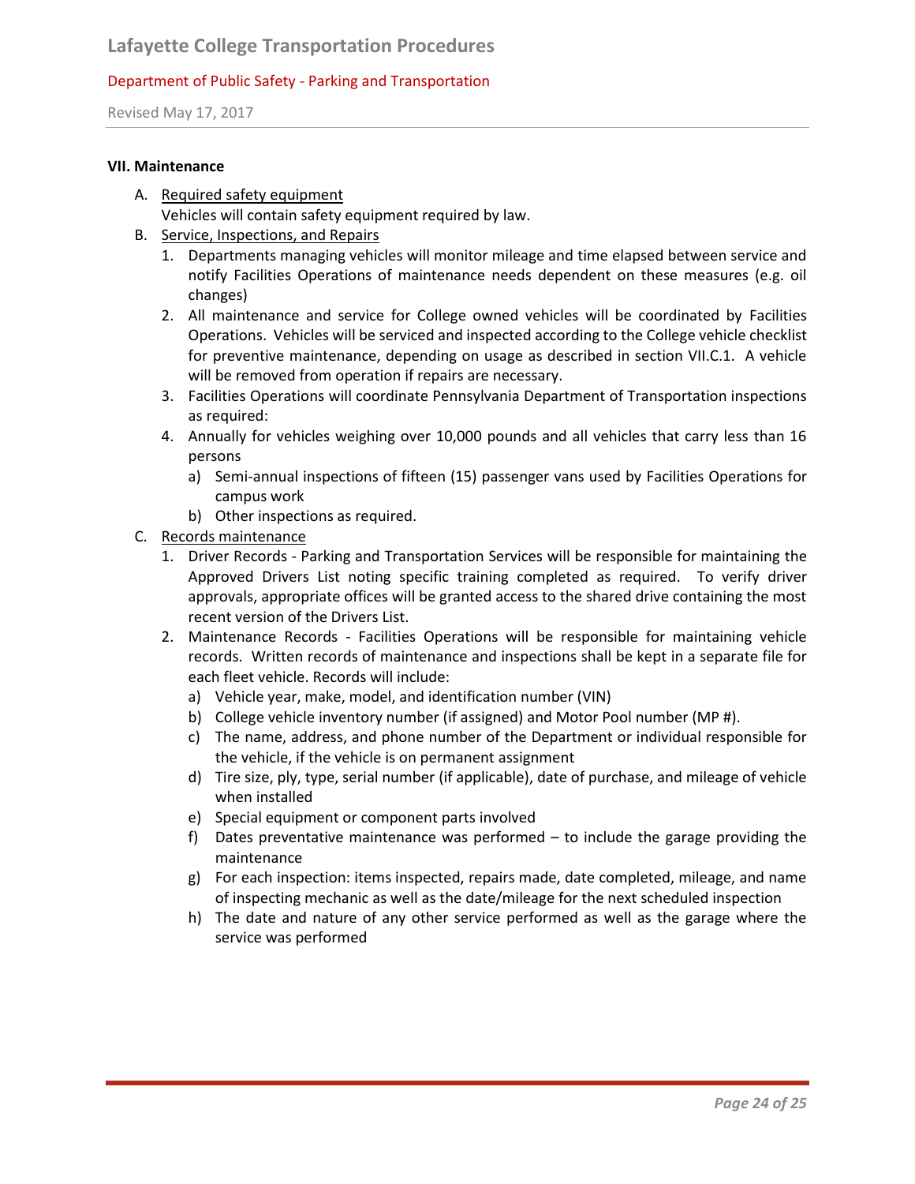**VII. Maintenance**

A. Required safety equipment
   Vehicles will contain safety equipment required by law.

B. Service, Inspections, and Repairs
   1. Departments managing vehicles will monitor mileage and time elapsed between service and notify Facilities Operations of maintenance needs dependent on these measures (e.g. oil changes)
   2. All maintenance and service for College owned vehicles will be coordinated by Facilities Operations. Vehicles will be serviced and inspected according to the College vehicle checklist for preventive maintenance, depending on usage as described in section VII.C.1. A vehicle will be removed from operation if repairs are necessary.
   3. Facilities Operations will coordinate Pennsylvania Department of Transportation inspections as required:
   4. Annually for vehicles weighing over 10,000 pounds and all vehicles that carry less than 16 persons
      a) Semi-annual inspections of fifteen (15) passenger vans used by Facilities Operations for campus work
      b) Other inspections as required.

C. Records maintenance
   1. Driver Records - Parking and Transportation Services will be responsible for maintaining the Approved Drivers List noting specific training completed as required. To verify driver approvals, appropriate offices will be granted access to the shared drive containing the most recent version of the Drivers List.
   2. Maintenance Records - Facilities Operations will be responsible for maintaining vehicle records. Written records of maintenance and inspections shall be kept in a separate file for each fleet vehicle. Records will include:
      a) Vehicle year, make, model, and identification number (VIN)
      b) College vehicle inventory number (if assigned) and Motor Pool number (MP #).
      c) The name, address, and phone number of the Department or individual responsible for the vehicle, if the vehicle is on permanent assignment
      d) Tire size, ply, type, serial number (if applicable), date of purchase, and mileage of vehicle when installed
      e) Special equipment or component parts involved
      f) Dates preventative maintenance was performed – to include the garage providing the maintenance
      g) For each inspection: items inspected, repairs made, date completed, mileage, and name of inspecting mechanic as well as the date/mileage for the next scheduled inspection
      h) The date and nature of any other service performed as well as the garage where the service was performed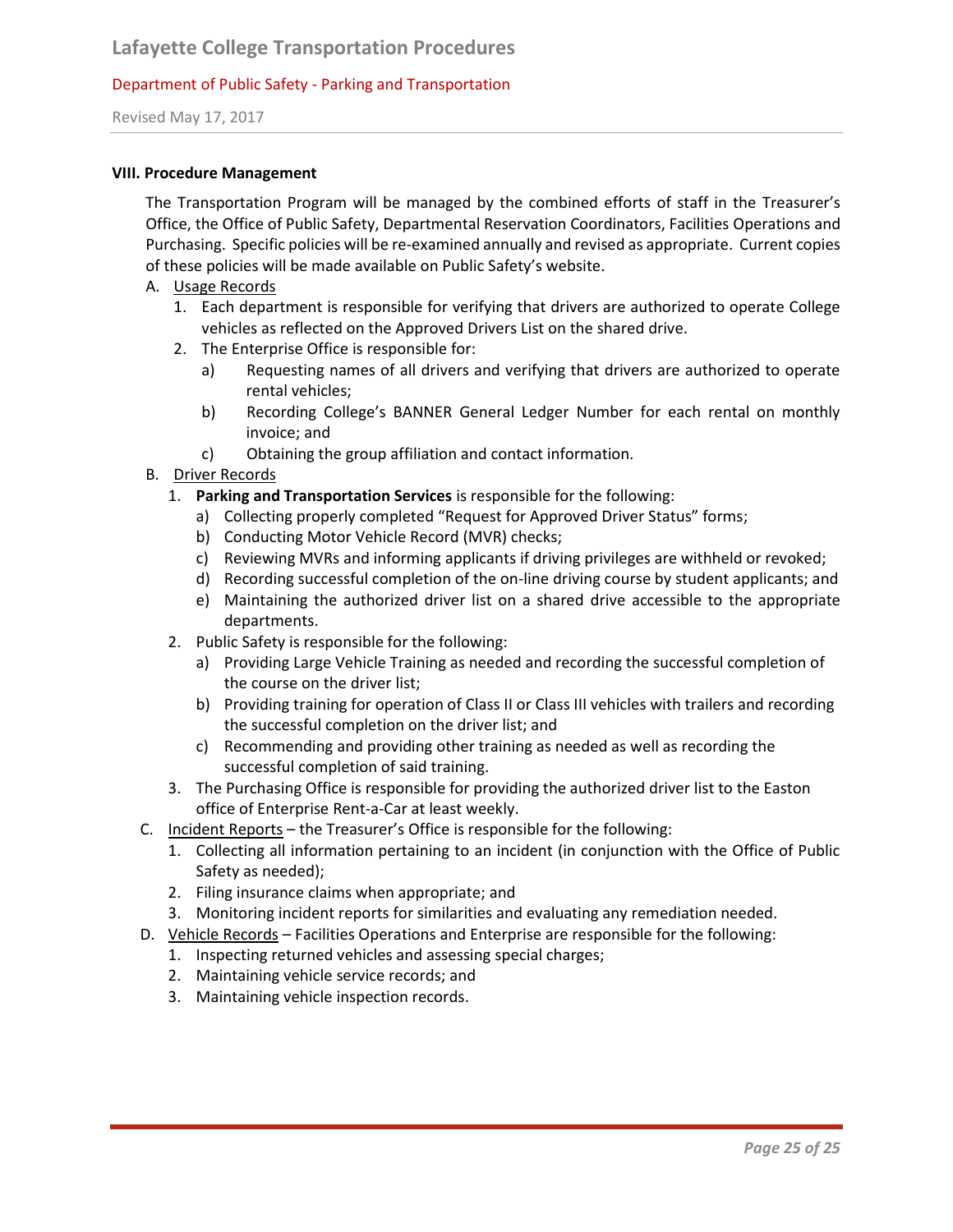**VIII. Procedure Management**

The Transportation Program will be managed by the combined efforts of staff in the Treasurer's Office, the Office of Public Safety, Departmental Reservation Coordinators, Facilities Operations and Purchasing. Specific policies will be re-examined annually and revised as appropriate. Current copies of these policies will be made available on Public Safety's website.

A. Usage Records
   1. Each department is responsible for verifying that drivers are authorized to operate College vehicles as reflected on the Approved Drivers List on the shared drive.
   2. The Enterprise Office is responsible for:
      a) Requesting names of all drivers and verifying that drivers are authorized to operate rental vehicles;
      b) Recording College's BANNER General Ledger Number for each rental on monthly invoice; and
      c) Obtaining the group affiliation and contact information.

B. Driver Records
   1. **Parking and Transportation Services** is responsible for the following:
      a) Collecting properly completed "Request for Approved Driver Status" forms;
      b) Conducting Motor Vehicle Record (MVR) checks;
      c) Reviewing MVRs and informing applicants if driving privileges are withheld or revoked;
      d) Recording successful completion of the on-line driving course by student applicants; and
      e) Maintaining the authorized driver list on a shared drive accessible to the appropriate departments.
   2. Public Safety is responsible for the following:
      a) Providing Large Vehicle Training as needed and recording the successful completion of the course on the driver list;
      b) Providing training for operation of Class II or Class III vehicles with trailers and recording the successful completion on the driver list; and
      c) Recommending and providing other training as needed as well as recording the successful completion of said training.
   3. The Purchasing Office is responsible for providing the authorized driver list to the Easton office of Enterprise Rent-a-Car at least weekly.

C. Incident Reports – the Treasurer's Office is responsible for the following:
   1. Collecting all information pertaining to an incident (in conjunction with the Office of Public Safety as needed);
   2. Filing insurance claims when appropriate; and
   3. Monitoring incident reports for similarities and evaluating any remediation needed.

D. Vehicle Records – Facilities Operations and Enterprise are responsible for the following:
   1. Inspecting returned vehicles and assessing special charges;
   2. Maintaining vehicle service records; and
   3. Maintaining vehicle inspection records.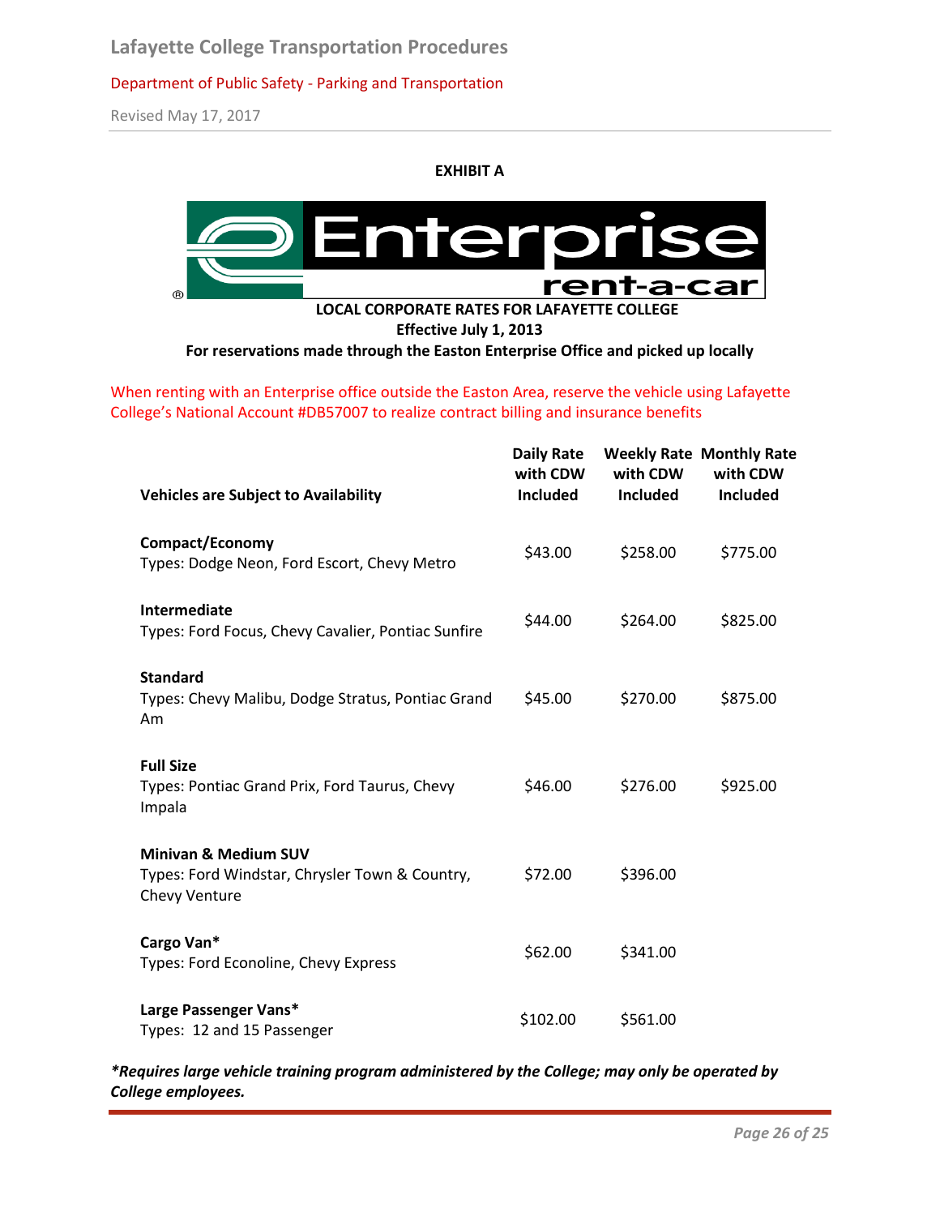**EXHIBIT A**

Enterprise rent-a-car

**LOCAL CORPORATE RATES FOR LAFAYETTE COLLEGE**
**Effective July 1, 2013**
**For reservations made through the Easton Enterprise Office and picked up locally**

When renting with an Enterprise office outside the Easton Area, reserve the vehicle using Lafayette College's National Account #DB57007 to realize contract billing and insurance benefits

| Vehicles are Subject to Availability | Daily Rate with CDW Included | Weekly Rate with CDW Included | Monthly Rate with CDW Included |
|---|---|---|---|
| **Compact/Economy**<br>Types: Dodge Neon, Ford Escort, Chevy Metro | $43.00 | $258.00 | $775.00 |
| **Intermediate**<br>Types: Ford Focus, Chevy Cavalier, Pontiac Sunfire | $44.00 | $264.00 | $825.00 |
| **Standard**<br>Types: Chevy Malibu, Dodge Stratus, Pontiac Grand Am | $45.00 | $270.00 | $875.00 |
| **Full Size**<br>Types: Pontiac Grand Prix, Ford Taurus, Chevy Impala | $46.00 | $276.00 | $925.00 |
| **Minivan & Medium SUV**<br>Types: Ford Windstar, Chrysler Town & Country, Chevy Venture | $72.00 | $396.00 | |
| **Cargo Van***<br>Types: Ford Econoline, Chevy Express | $62.00 | $341.00 | |
| **Large Passenger Vans***<br>Types: 12 and 15 Passenger | $102.00 | $561.00 | |

***Requires large vehicle training program administered by the College; may only be operated by College employees.***